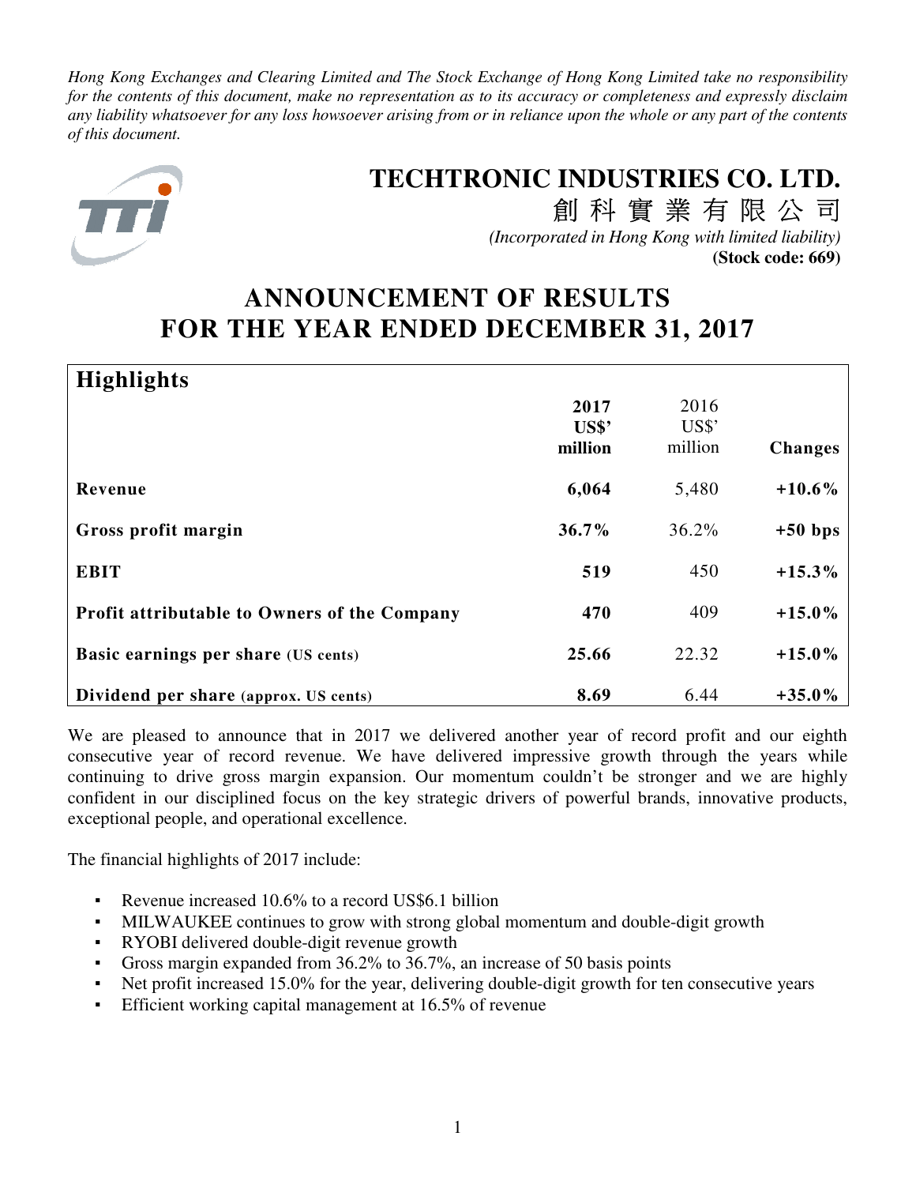*Hong Kong Exchanges and Clearing Limited and The Stock Exchange of Hong Kong Limited take no responsibility for the contents of this document, make no representation as to its accuracy or completeness and expressly disclaim any liability whatsoever for any loss howsoever arising from or in reliance upon the whole or any part of the contents of this document.*

# TECHTRONIC INDUSTRIES CO. LTD.

創 科 實 業 有 限 公 司

*(Incorporated in Hong Kong with limited liability)*

**(Stock code: 669)**

# ANNOUNCEMENT OF RESULTS FOR THE YEAR ENDED DECEMBER 31, 2017

## Highlights

| | **2017 US$' million** | 2016 US$' million | **Changes** |
|---|---|---|---|
| **Revenue** | **6,064** | 5,480 | **+10.6%** |
| **Gross profit margin** | **36.7%** | 36.2% | **+50 bps** |
| **EBIT** | **519** | 450 | **+15.3%** |
| **Profit attributable to Owners of the Company** | **470** | 409 | **+15.0%** |
| **Basic earnings per share** (US cents) | **25.66** | 22.32 | **+15.0%** |
| **Dividend per share** (approx. US cents) | **8.69** | 6.44 | **+35.0%** |

We are pleased to announce that in 2017 we delivered another year of record profit and our eighth consecutive year of record revenue. We have delivered impressive growth through the years while continuing to drive gross margin expansion. Our momentum couldn't be stronger and we are highly confident in our disciplined focus on the key strategic drivers of powerful brands, innovative products, exceptional people, and operational excellence.

The financial highlights of 2017 include:

- Revenue increased 10.6% to a record US$6.1 billion
- MILWAUKEE continues to grow with strong global momentum and double-digit growth
- RYOBI delivered double-digit revenue growth
- Gross margin expanded from 36.2% to 36.7%, an increase of 50 basis points
- Net profit increased 15.0% for the year, delivering double-digit growth for ten consecutive years
- Efficient working capital management at 16.5% of revenue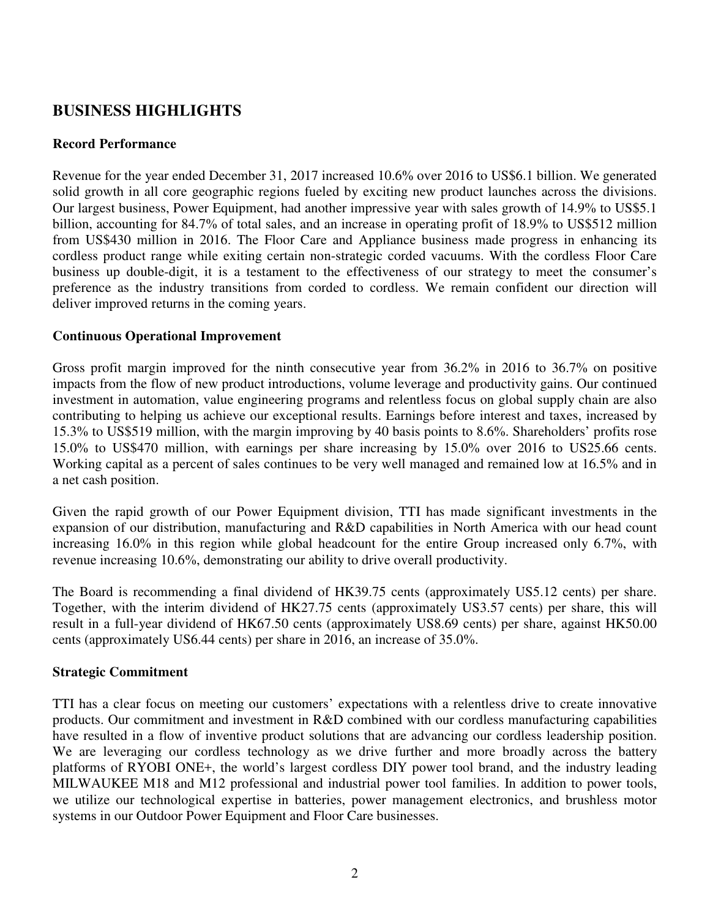## BUSINESS HIGHLIGHTS

### Record Performance

Revenue for the year ended December 31, 2017 increased 10.6% over 2016 to US$6.1 billion. We generated solid growth in all core geographic regions fueled by exciting new product launches across the divisions. Our largest business, Power Equipment, had another impressive year with sales growth of 14.9% to US$5.1 billion, accounting for 84.7% of total sales, and an increase in operating profit of 18.9% to US$512 million from US$430 million in 2016. The Floor Care and Appliance business made progress in enhancing its cordless product range while exiting certain non-strategic corded vacuums. With the cordless Floor Care business up double-digit, it is a testament to the effectiveness of our strategy to meet the consumer's preference as the industry transitions from corded to cordless. We remain confident our direction will deliver improved returns in the coming years.

### Continuous Operational Improvement

Gross profit margin improved for the ninth consecutive year from 36.2% in 2016 to 36.7% on positive impacts from the flow of new product introductions, volume leverage and productivity gains. Our continued investment in automation, value engineering programs and relentless focus on global supply chain are also contributing to helping us achieve our exceptional results. Earnings before interest and taxes, increased by 15.3% to US$519 million, with the margin improving by 40 basis points to 8.6%. Shareholders' profits rose 15.0% to US$470 million, with earnings per share increasing by 15.0% over 2016 to US25.66 cents. Working capital as a percent of sales continues to be very well managed and remained low at 16.5% and in a net cash position.

Given the rapid growth of our Power Equipment division, TTI has made significant investments in the expansion of our distribution, manufacturing and R&D capabilities in North America with our head count increasing 16.0% in this region while global headcount for the entire Group increased only 6.7%, with revenue increasing 10.6%, demonstrating our ability to drive overall productivity.

The Board is recommending a final dividend of HK39.75 cents (approximately US5.12 cents) per share. Together, with the interim dividend of HK27.75 cents (approximately US3.57 cents) per share, this will result in a full-year dividend of HK67.50 cents (approximately US8.69 cents) per share, against HK50.00 cents (approximately US6.44 cents) per share in 2016, an increase of 35.0%.

### Strategic Commitment

TTI has a clear focus on meeting our customers' expectations with a relentless drive to create innovative products. Our commitment and investment in R&D combined with our cordless manufacturing capabilities have resulted in a flow of inventive product solutions that are advancing our cordless leadership position. We are leveraging our cordless technology as we drive further and more broadly across the battery platforms of RYOBI ONE+, the world's largest cordless DIY power tool brand, and the industry leading MILWAUKEE M18 and M12 professional and industrial power tool families. In addition to power tools, we utilize our technological expertise in batteries, power management electronics, and brushless motor systems in our Outdoor Power Equipment and Floor Care businesses.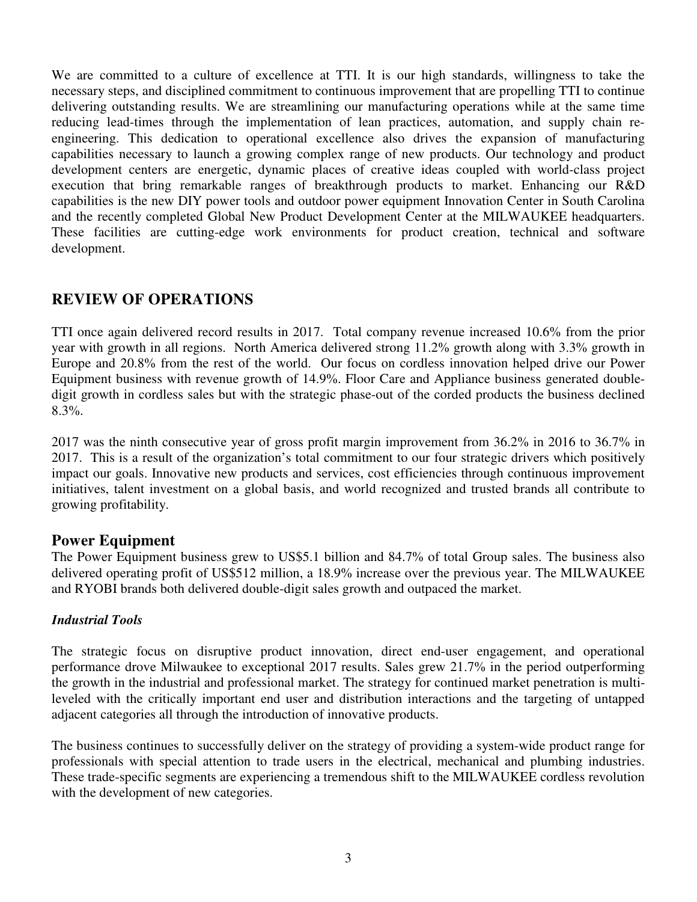We are committed to a culture of excellence at TTI. It is our high standards, willingness to take the necessary steps, and disciplined commitment to continuous improvement that are propelling TTI to continue delivering outstanding results. We are streamlining our manufacturing operations while at the same time reducing lead-times through the implementation of lean practices, automation, and supply chain re-engineering. This dedication to operational excellence also drives the expansion of manufacturing capabilities necessary to launch a growing complex range of new products. Our technology and product development centers are energetic, dynamic places of creative ideas coupled with world-class project execution that bring remarkable ranges of breakthrough products to market. Enhancing our R&D capabilities is the new DIY power tools and outdoor power equipment Innovation Center in South Carolina and the recently completed Global New Product Development Center at the MILWAUKEE headquarters. These facilities are cutting-edge work environments for product creation, technical and software development.

## REVIEW OF OPERATIONS

TTI once again delivered record results in 2017. Total company revenue increased 10.6% from the prior year with growth in all regions. North America delivered strong 11.2% growth along with 3.3% growth in Europe and 20.8% from the rest of the world. Our focus on cordless innovation helped drive our Power Equipment business with revenue growth of 14.9%. Floor Care and Appliance business generated double-digit growth in cordless sales but with the strategic phase-out of the corded products the business declined 8.3%.

2017 was the ninth consecutive year of gross profit margin improvement from 36.2% in 2016 to 36.7% in 2017. This is a result of the organization's total commitment to our four strategic drivers which positively impact our goals. Innovative new products and services, cost efficiencies through continuous improvement initiatives, talent investment on a global basis, and world recognized and trusted brands all contribute to growing profitability.

### Power Equipment

The Power Equipment business grew to US$5.1 billion and 84.7% of total Group sales. The business also delivered operating profit of US$512 million, a 18.9% increase over the previous year. The MILWAUKEE and RYOBI brands both delivered double-digit sales growth and outpaced the market.

#### *Industrial Tools*

The strategic focus on disruptive product innovation, direct end-user engagement, and operational performance drove Milwaukee to exceptional 2017 results. Sales grew 21.7% in the period outperforming the growth in the industrial and professional market. The strategy for continued market penetration is multi-leveled with the critically important end user and distribution interactions and the targeting of untapped adjacent categories all through the introduction of innovative products.

The business continues to successfully deliver on the strategy of providing a system-wide product range for professionals with special attention to trade users in the electrical, mechanical and plumbing industries. These trade-specific segments are experiencing a tremendous shift to the MILWAUKEE cordless revolution with the development of new categories.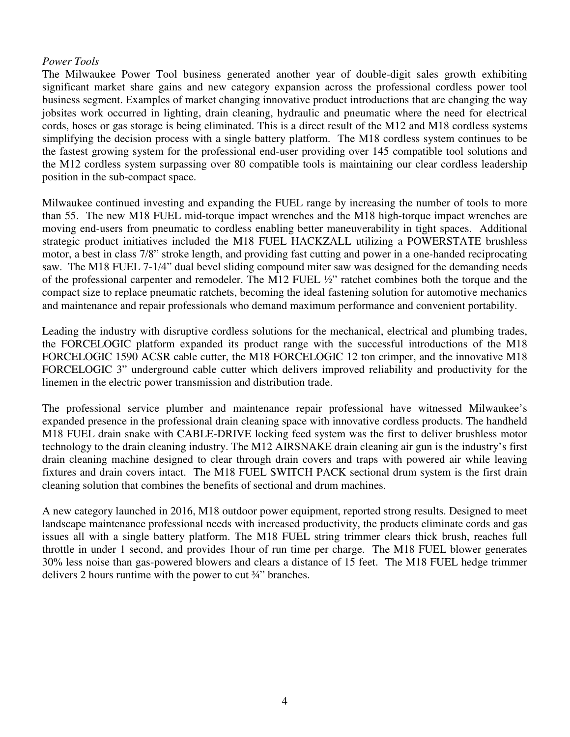*Power Tools*

The Milwaukee Power Tool business generated another year of double-digit sales growth exhibiting significant market share gains and new category expansion across the professional cordless power tool business segment. Examples of market changing innovative product introductions that are changing the way jobsites work occurred in lighting, drain cleaning, hydraulic and pneumatic where the need for electrical cords, hoses or gas storage is being eliminated. This is a direct result of the M12 and M18 cordless systems simplifying the decision process with a single battery platform. The M18 cordless system continues to be the fastest growing system for the professional end-user providing over 145 compatible tool solutions and the M12 cordless system surpassing over 80 compatible tools is maintaining our clear cordless leadership position in the sub-compact space.

Milwaukee continued investing and expanding the FUEL range by increasing the number of tools to more than 55. The new M18 FUEL mid-torque impact wrenches and the M18 high-torque impact wrenches are moving end-users from pneumatic to cordless enabling better maneuverability in tight spaces. Additional strategic product initiatives included the M18 FUEL HACKZALL utilizing a POWERSTATE brushless motor, a best in class 7/8" stroke length, and providing fast cutting and power in a one-handed reciprocating saw. The M18 FUEL 7-1/4" dual bevel sliding compound miter saw was designed for the demanding needs of the professional carpenter and remodeler. The M12 FUEL ½" ratchet combines both the torque and the compact size to replace pneumatic ratchets, becoming the ideal fastening solution for automotive mechanics and maintenance and repair professionals who demand maximum performance and convenient portability.

Leading the industry with disruptive cordless solutions for the mechanical, electrical and plumbing trades, the FORCELOGIC platform expanded its product range with the successful introductions of the M18 FORCELOGIC 1590 ACSR cable cutter, the M18 FORCELOGIC 12 ton crimper, and the innovative M18 FORCELOGIC 3" underground cable cutter which delivers improved reliability and productivity for the linemen in the electric power transmission and distribution trade.

The professional service plumber and maintenance repair professional have witnessed Milwaukee's expanded presence in the professional drain cleaning space with innovative cordless products. The handheld M18 FUEL drain snake with CABLE-DRIVE locking feed system was the first to deliver brushless motor technology to the drain cleaning industry. The M12 AIRSNAKE drain cleaning air gun is the industry's first drain cleaning machine designed to clear through drain covers and traps with powered air while leaving fixtures and drain covers intact. The M18 FUEL SWITCH PACK sectional drum system is the first drain cleaning solution that combines the benefits of sectional and drum machines.

A new category launched in 2016, M18 outdoor power equipment, reported strong results. Designed to meet landscape maintenance professional needs with increased productivity, the products eliminate cords and gas issues all with a single battery platform. The M18 FUEL string trimmer clears thick brush, reaches full throttle in under 1 second, and provides 1hour of run time per charge. The M18 FUEL blower generates 30% less noise than gas-powered blowers and clears a distance of 15 feet. The M18 FUEL hedge trimmer delivers 2 hours runtime with the power to cut ¾" branches.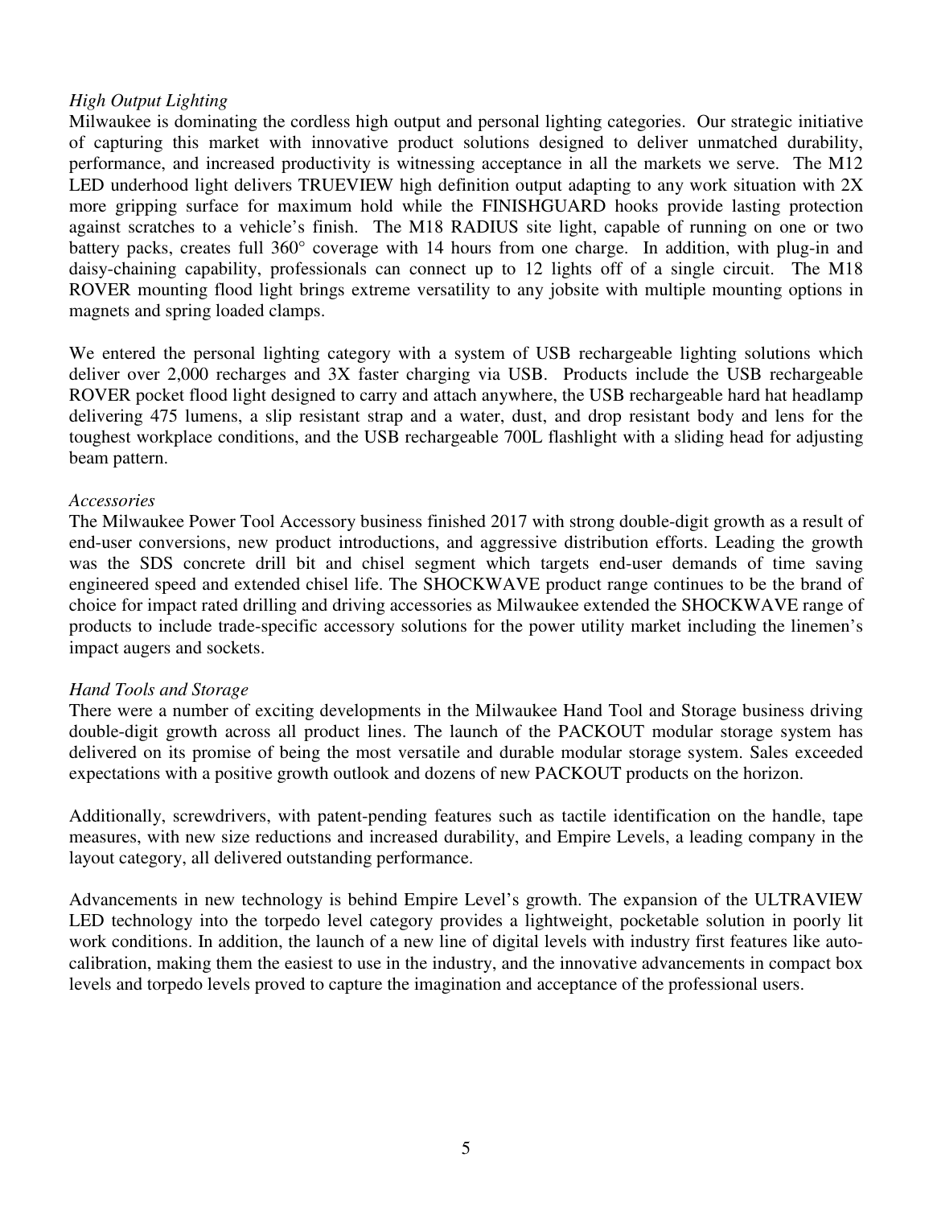*High Output Lighting*

Milwaukee is dominating the cordless high output and personal lighting categories. Our strategic initiative of capturing this market with innovative product solutions designed to deliver unmatched durability, performance, and increased productivity is witnessing acceptance in all the markets we serve. The M12 LED underhood light delivers TRUEVIEW high definition output adapting to any work situation with 2X more gripping surface for maximum hold while the FINISHGUARD hooks provide lasting protection against scratches to a vehicle's finish. The M18 RADIUS site light, capable of running on one or two battery packs, creates full 360° coverage with 14 hours from one charge. In addition, with plug-in and daisy-chaining capability, professionals can connect up to 12 lights off of a single circuit. The M18 ROVER mounting flood light brings extreme versatility to any jobsite with multiple mounting options in magnets and spring loaded clamps.

We entered the personal lighting category with a system of USB rechargeable lighting solutions which deliver over 2,000 recharges and 3X faster charging via USB. Products include the USB rechargeable ROVER pocket flood light designed to carry and attach anywhere, the USB rechargeable hard hat headlamp delivering 475 lumens, a slip resistant strap and a water, dust, and drop resistant body and lens for the toughest workplace conditions, and the USB rechargeable 700L flashlight with a sliding head for adjusting beam pattern.

*Accessories*

The Milwaukee Power Tool Accessory business finished 2017 with strong double-digit growth as a result of end-user conversions, new product introductions, and aggressive distribution efforts. Leading the growth was the SDS concrete drill bit and chisel segment which targets end-user demands of time saving engineered speed and extended chisel life. The SHOCKWAVE product range continues to be the brand of choice for impact rated drilling and driving accessories as Milwaukee extended the SHOCKWAVE range of products to include trade-specific accessory solutions for the power utility market including the linemen's impact augers and sockets.

*Hand Tools and Storage*

There were a number of exciting developments in the Milwaukee Hand Tool and Storage business driving double-digit growth across all product lines. The launch of the PACKOUT modular storage system has delivered on its promise of being the most versatile and durable modular storage system. Sales exceeded expectations with a positive growth outlook and dozens of new PACKOUT products on the horizon.

Additionally, screwdrivers, with patent-pending features such as tactile identification on the handle, tape measures, with new size reductions and increased durability, and Empire Levels, a leading company in the layout category, all delivered outstanding performance.

Advancements in new technology is behind Empire Level's growth. The expansion of the ULTRAVIEW LED technology into the torpedo level category provides a lightweight, pocketable solution in poorly lit work conditions. In addition, the launch of a new line of digital levels with industry first features like auto-calibration, making them the easiest to use in the industry, and the innovative advancements in compact box levels and torpedo levels proved to capture the imagination and acceptance of the professional users.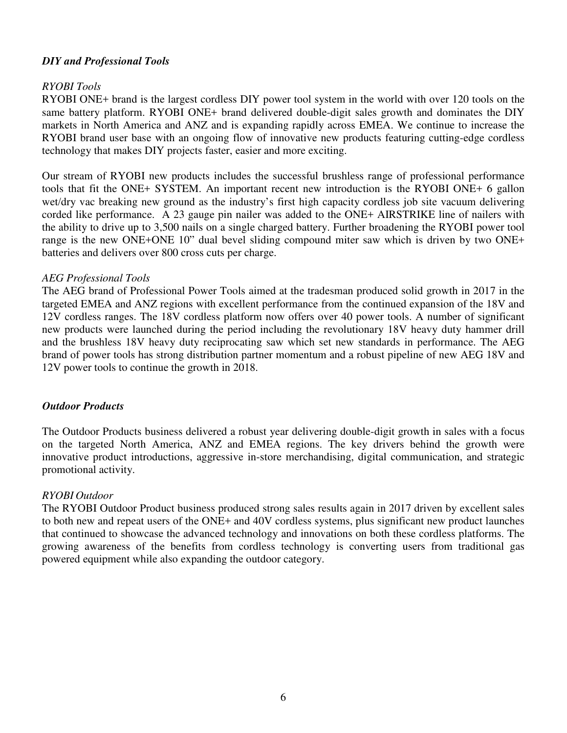### ***DIY and Professional Tools***

*RYOBI Tools*

RYOBI ONE+ brand is the largest cordless DIY power tool system in the world with over 120 tools on the same battery platform. RYOBI ONE+ brand delivered double-digit sales growth and dominates the DIY markets in North America and ANZ and is expanding rapidly across EMEA. We continue to increase the RYOBI brand user base with an ongoing flow of innovative new products featuring cutting-edge cordless technology that makes DIY projects faster, easier and more exciting.

Our stream of RYOBI new products includes the successful brushless range of professional performance tools that fit the ONE+ SYSTEM. An important recent new introduction is the RYOBI ONE+ 6 gallon wet/dry vac breaking new ground as the industry's first high capacity cordless job site vacuum delivering corded like performance. A 23 gauge pin nailer was added to the ONE+ AIRSTRIKE line of nailers with the ability to drive up to 3,500 nails on a single charged battery. Further broadening the RYOBI power tool range is the new ONE+ONE 10" dual bevel sliding compound miter saw which is driven by two ONE+ batteries and delivers over 800 cross cuts per charge.

*AEG Professional Tools*

The AEG brand of Professional Power Tools aimed at the tradesman produced solid growth in 2017 in the targeted EMEA and ANZ regions with excellent performance from the continued expansion of the 18V and 12V cordless ranges. The 18V cordless platform now offers over 40 power tools. A number of significant new products were launched during the period including the revolutionary 18V heavy duty hammer drill and the brushless 18V heavy duty reciprocating saw which set new standards in performance. The AEG brand of power tools has strong distribution partner momentum and a robust pipeline of new AEG 18V and 12V power tools to continue the growth in 2018.

### ***Outdoor Products***

The Outdoor Products business delivered a robust year delivering double-digit growth in sales with a focus on the targeted North America, ANZ and EMEA regions. The key drivers behind the growth were innovative product introductions, aggressive in-store merchandising, digital communication, and strategic promotional activity.

*RYOBI Outdoor*

The RYOBI Outdoor Product business produced strong sales results again in 2017 driven by excellent sales to both new and repeat users of the ONE+ and 40V cordless systems, plus significant new product launches that continued to showcase the advanced technology and innovations on both these cordless platforms. The growing awareness of the benefits from cordless technology is converting users from traditional gas powered equipment while also expanding the outdoor category.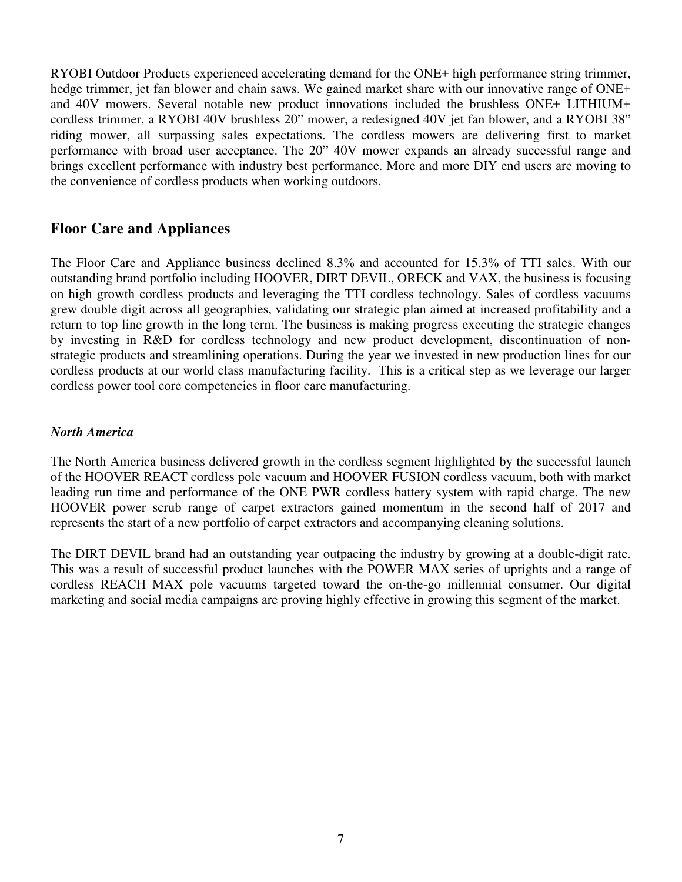RYOBI Outdoor Products experienced accelerating demand for the ONE+ high performance string trimmer, hedge trimmer, jet fan blower and chain saws. We gained market share with our innovative range of ONE+ and 40V mowers. Several notable new product innovations included the brushless ONE+ LITHIUM+ cordless trimmer, a RYOBI 40V brushless 20" mower, a redesigned 40V jet fan blower, and a RYOBI 38" riding mower, all surpassing sales expectations. The cordless mowers are delivering first to market performance with broad user acceptance. The 20" 40V mower expands an already successful range and brings excellent performance with industry best performance. More and more DIY end users are moving to the convenience of cordless products when working outdoors.

## Floor Care and Appliances

The Floor Care and Appliance business declined 8.3% and accounted for 15.3% of TTI sales. With our outstanding brand portfolio including HOOVER, DIRT DEVIL, ORECK and VAX, the business is focusing on high growth cordless products and leveraging the TTI cordless technology. Sales of cordless vacuums grew double digit across all geographies, validating our strategic plan aimed at increased profitability and a return to top line growth in the long term. The business is making progress executing the strategic changes by investing in R&D for cordless technology and new product development, discontinuation of non-strategic products and streamlining operations. During the year we invested in new production lines for our cordless products at our world class manufacturing facility. This is a critical step as we leverage our larger cordless power tool core competencies in floor care manufacturing.

### *North America*

The North America business delivered growth in the cordless segment highlighted by the successful launch of the HOOVER REACT cordless pole vacuum and HOOVER FUSION cordless vacuum, both with market leading run time and performance of the ONE PWR cordless battery system with rapid charge. The new HOOVER power scrub range of carpet extractors gained momentum in the second half of 2017 and represents the start of a new portfolio of carpet extractors and accompanying cleaning solutions.

The DIRT DEVIL brand had an outstanding year outpacing the industry by growing at a double-digit rate. This was a result of successful product launches with the POWER MAX series of uprights and a range of cordless REACH MAX pole vacuums targeted toward the on-the-go millennial consumer. Our digital marketing and social media campaigns are proving highly effective in growing this segment of the market.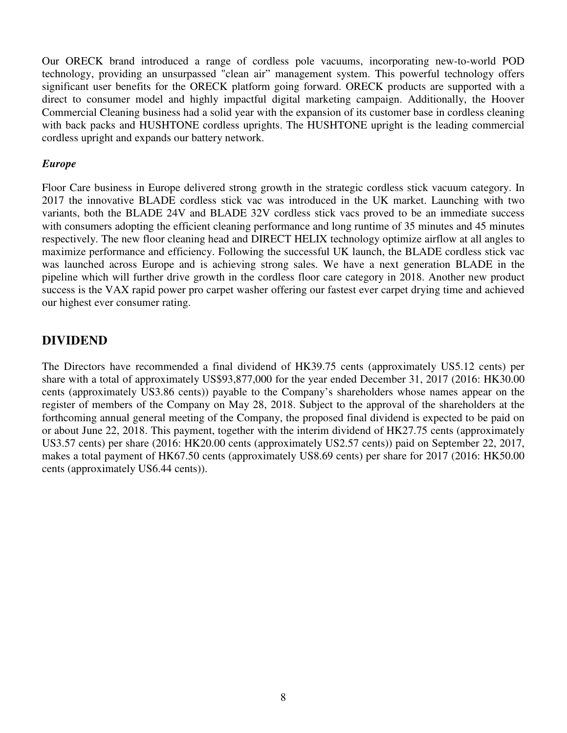Our ORECK brand introduced a range of cordless pole vacuums, incorporating new-to-world POD technology, providing an unsurpassed "clean air" management system. This powerful technology offers significant user benefits for the ORECK platform going forward. ORECK products are supported with a direct to consumer model and highly impactful digital marketing campaign. Additionally, the Hoover Commercial Cleaning business had a solid year with the expansion of its customer base in cordless cleaning with back packs and HUSHTONE cordless uprights. The HUSHTONE upright is the leading commercial cordless upright and expands our battery network.

*Europe*

Floor Care business in Europe delivered strong growth in the strategic cordless stick vacuum category. In 2017 the innovative BLADE cordless stick vac was introduced in the UK market. Launching with two variants, both the BLADE 24V and BLADE 32V cordless stick vacs proved to be an immediate success with consumers adopting the efficient cleaning performance and long runtime of 35 minutes and 45 minutes respectively. The new floor cleaning head and DIRECT HELIX technology optimize airflow at all angles to maximize performance and efficiency. Following the successful UK launch, the BLADE cordless stick vac was launched across Europe and is achieving strong sales. We have a next generation BLADE in the pipeline which will further drive growth in the cordless floor care category in 2018. Another new product success is the VAX rapid power pro carpet washer offering our fastest ever carpet drying time and achieved our highest ever consumer rating.

## DIVIDEND

The Directors have recommended a final dividend of HK39.75 cents (approximately US5.12 cents) per share with a total of approximately US$93,877,000 for the year ended December 31, 2017 (2016: HK30.00 cents (approximately US3.86 cents)) payable to the Company's shareholders whose names appear on the register of members of the Company on May 28, 2018. Subject to the approval of the shareholders at the forthcoming annual general meeting of the Company, the proposed final dividend is expected to be paid on or about June 22, 2018. This payment, together with the interim dividend of HK27.75 cents (approximately US3.57 cents) per share (2016: HK20.00 cents (approximately US2.57 cents)) paid on September 22, 2017, makes a total payment of HK67.50 cents (approximately US8.69 cents) per share for 2017 (2016: HK50.00 cents (approximately US6.44 cents)).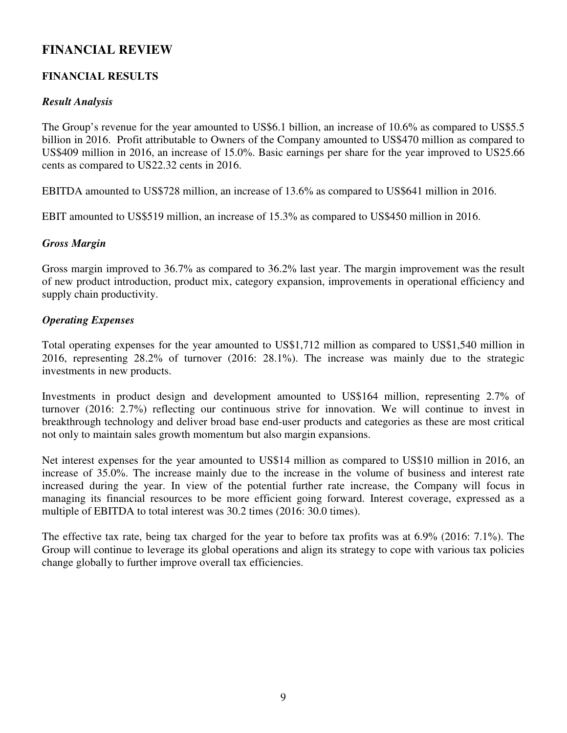# FINANCIAL REVIEW

## FINANCIAL RESULTS

### *Result Analysis*

The Group's revenue for the year amounted to US$6.1 billion, an increase of 10.6% as compared to US$5.5 billion in 2016. Profit attributable to Owners of the Company amounted to US$470 million as compared to US$409 million in 2016, an increase of 15.0%. Basic earnings per share for the year improved to US25.66 cents as compared to US22.32 cents in 2016.

EBITDA amounted to US$728 million, an increase of 13.6% as compared to US$641 million in 2016.

EBIT amounted to US$519 million, an increase of 15.3% as compared to US$450 million in 2016.

### *Gross Margin*

Gross margin improved to 36.7% as compared to 36.2% last year. The margin improvement was the result of new product introduction, product mix, category expansion, improvements in operational efficiency and supply chain productivity.

### *Operating Expenses*

Total operating expenses for the year amounted to US$1,712 million as compared to US$1,540 million in 2016, representing 28.2% of turnover (2016: 28.1%). The increase was mainly due to the strategic investments in new products.

Investments in product design and development amounted to US$164 million, representing 2.7% of turnover (2016: 2.7%) reflecting our continuous strive for innovation. We will continue to invest in breakthrough technology and deliver broad base end-user products and categories as these are most critical not only to maintain sales growth momentum but also margin expansions.

Net interest expenses for the year amounted to US$14 million as compared to US$10 million in 2016, an increase of 35.0%. The increase mainly due to the increase in the volume of business and interest rate increased during the year. In view of the potential further rate increase, the Company will focus in managing its financial resources to be more efficient going forward. Interest coverage, expressed as a multiple of EBITDA to total interest was 30.2 times (2016: 30.0 times).

The effective tax rate, being tax charged for the year to before tax profits was at 6.9% (2016: 7.1%). The Group will continue to leverage its global operations and align its strategy to cope with various tax policies change globally to further improve overall tax efficiencies.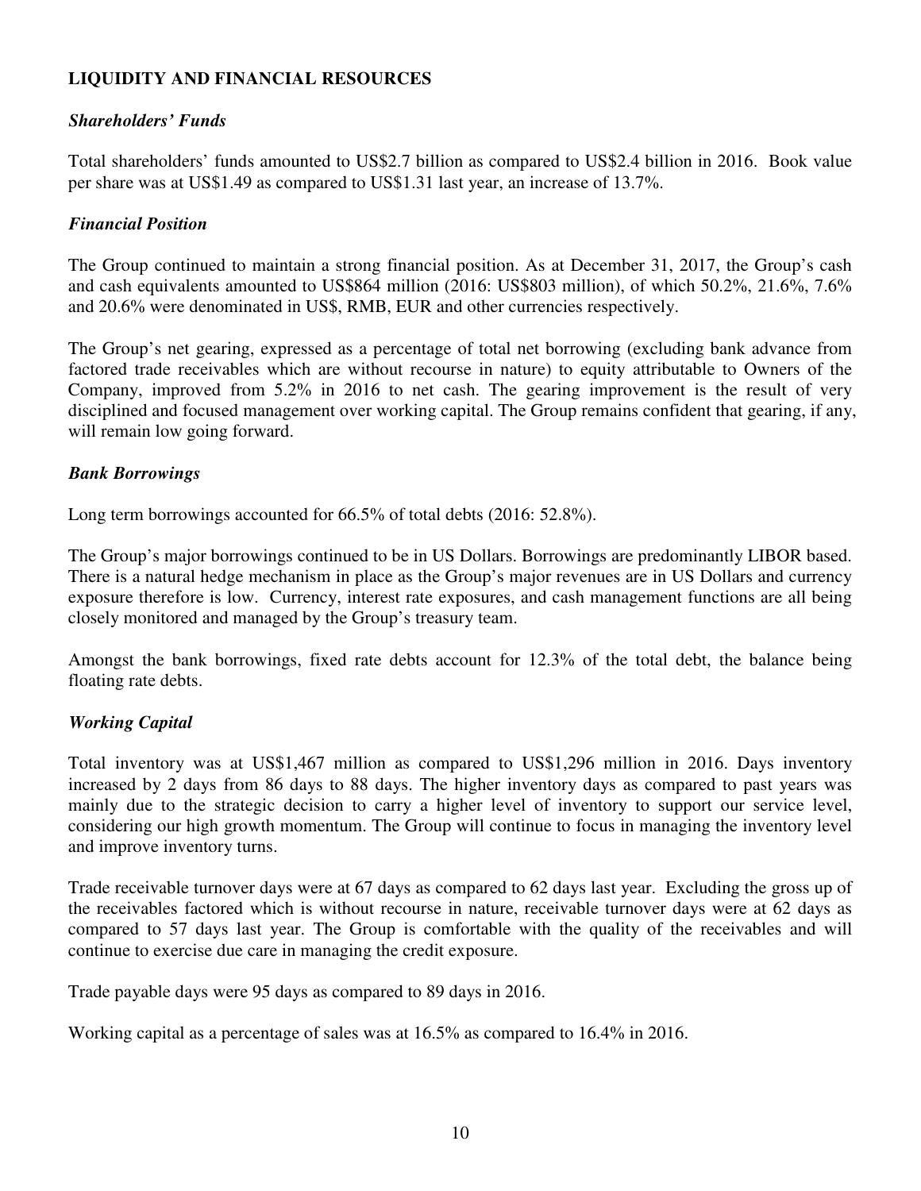## LIQUIDITY AND FINANCIAL RESOURCES

### *Shareholders' Funds*

Total shareholders' funds amounted to US$2.7 billion as compared to US$2.4 billion in 2016. Book value per share was at US$1.49 as compared to US$1.31 last year, an increase of 13.7%.

### *Financial Position*

The Group continued to maintain a strong financial position. As at December 31, 2017, the Group's cash and cash equivalents amounted to US$864 million (2016: US$803 million), of which 50.2%, 21.6%, 7.6% and 20.6% were denominated in US$, RMB, EUR and other currencies respectively.

The Group's net gearing, expressed as a percentage of total net borrowing (excluding bank advance from factored trade receivables which are without recourse in nature) to equity attributable to Owners of the Company, improved from 5.2% in 2016 to net cash. The gearing improvement is the result of very disciplined and focused management over working capital. The Group remains confident that gearing, if any, will remain low going forward.

### *Bank Borrowings*

Long term borrowings accounted for 66.5% of total debts (2016: 52.8%).

The Group's major borrowings continued to be in US Dollars. Borrowings are predominantly LIBOR based. There is a natural hedge mechanism in place as the Group's major revenues are in US Dollars and currency exposure therefore is low. Currency, interest rate exposures, and cash management functions are all being closely monitored and managed by the Group's treasury team.

Amongst the bank borrowings, fixed rate debts account for 12.3% of the total debt, the balance being floating rate debts.

### *Working Capital*

Total inventory was at US$1,467 million as compared to US$1,296 million in 2016. Days inventory increased by 2 days from 86 days to 88 days. The higher inventory days as compared to past years was mainly due to the strategic decision to carry a higher level of inventory to support our service level, considering our high growth momentum. The Group will continue to focus in managing the inventory level and improve inventory turns.

Trade receivable turnover days were at 67 days as compared to 62 days last year. Excluding the gross up of the receivables factored which is without recourse in nature, receivable turnover days were at 62 days as compared to 57 days last year. The Group is comfortable with the quality of the receivables and will continue to exercise due care in managing the credit exposure.

Trade payable days were 95 days as compared to 89 days in 2016.

Working capital as a percentage of sales was at 16.5% as compared to 16.4% in 2016.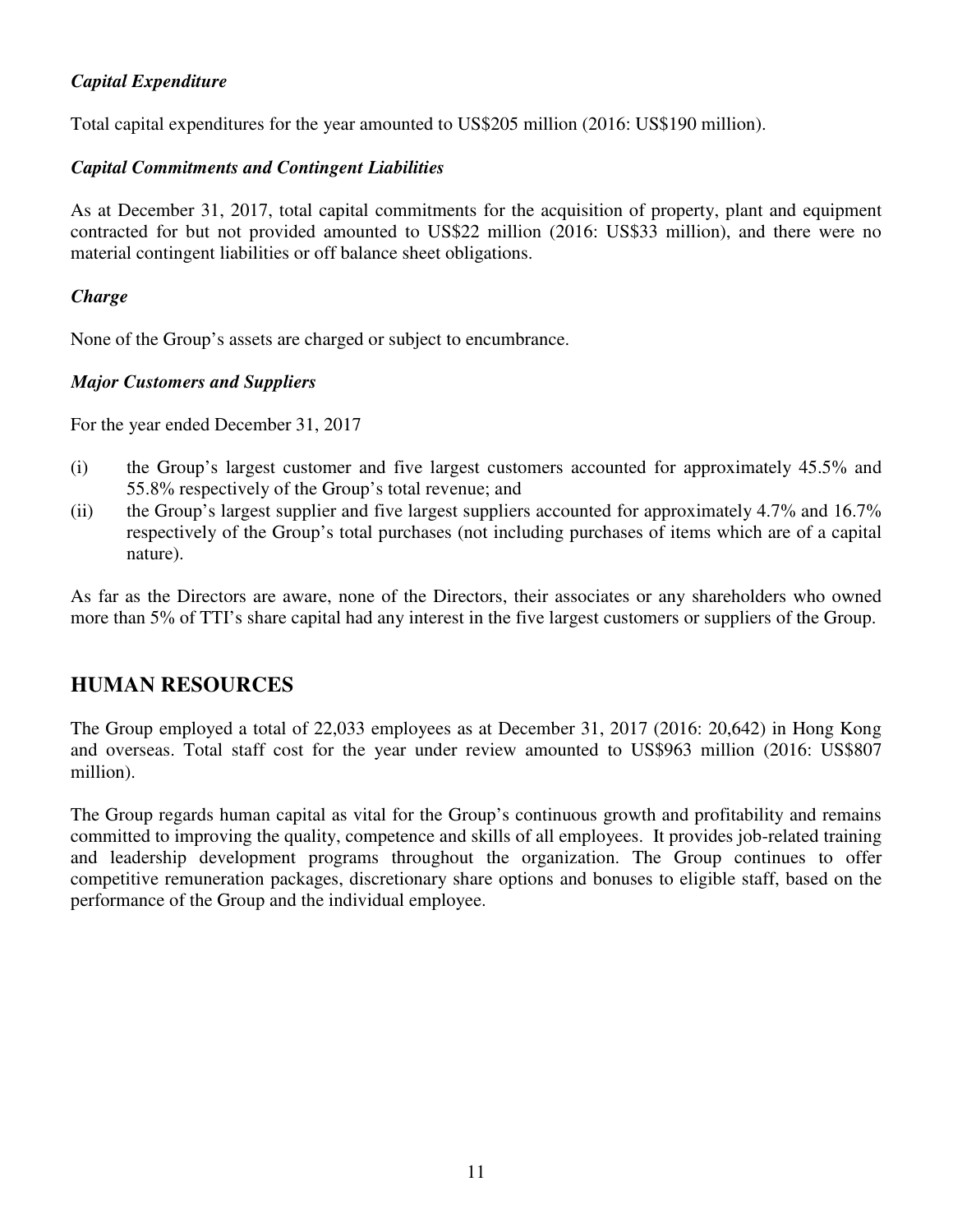*Capital Expenditure*

Total capital expenditures for the year amounted to US$205 million (2016: US$190 million).

*Capital Commitments and Contingent Liabilities*

As at December 31, 2017, total capital commitments for the acquisition of property, plant and equipment contracted for but not provided amounted to US$22 million (2016: US$33 million), and there were no material contingent liabilities or off balance sheet obligations.

*Charge*

None of the Group's assets are charged or subject to encumbrance.

*Major Customers and Suppliers*

For the year ended December 31, 2017

(i) the Group's largest customer and five largest customers accounted for approximately 45.5% and 55.8% respectively of the Group's total revenue; and

(ii) the Group's largest supplier and five largest suppliers accounted for approximately 4.7% and 16.7% respectively of the Group's total purchases (not including purchases of items which are of a capital nature).

As far as the Directors are aware, none of the Directors, their associates or any shareholders who owned more than 5% of TTI's share capital had any interest in the five largest customers or suppliers of the Group.

## HUMAN RESOURCES

The Group employed a total of 22,033 employees as at December 31, 2017 (2016: 20,642) in Hong Kong and overseas. Total staff cost for the year under review amounted to US$963 million (2016: US$807 million).

The Group regards human capital as vital for the Group's continuous growth and profitability and remains committed to improving the quality, competence and skills of all employees. It provides job-related training and leadership development programs throughout the organization. The Group continues to offer competitive remuneration packages, discretionary share options and bonuses to eligible staff, based on the performance of the Group and the individual employee.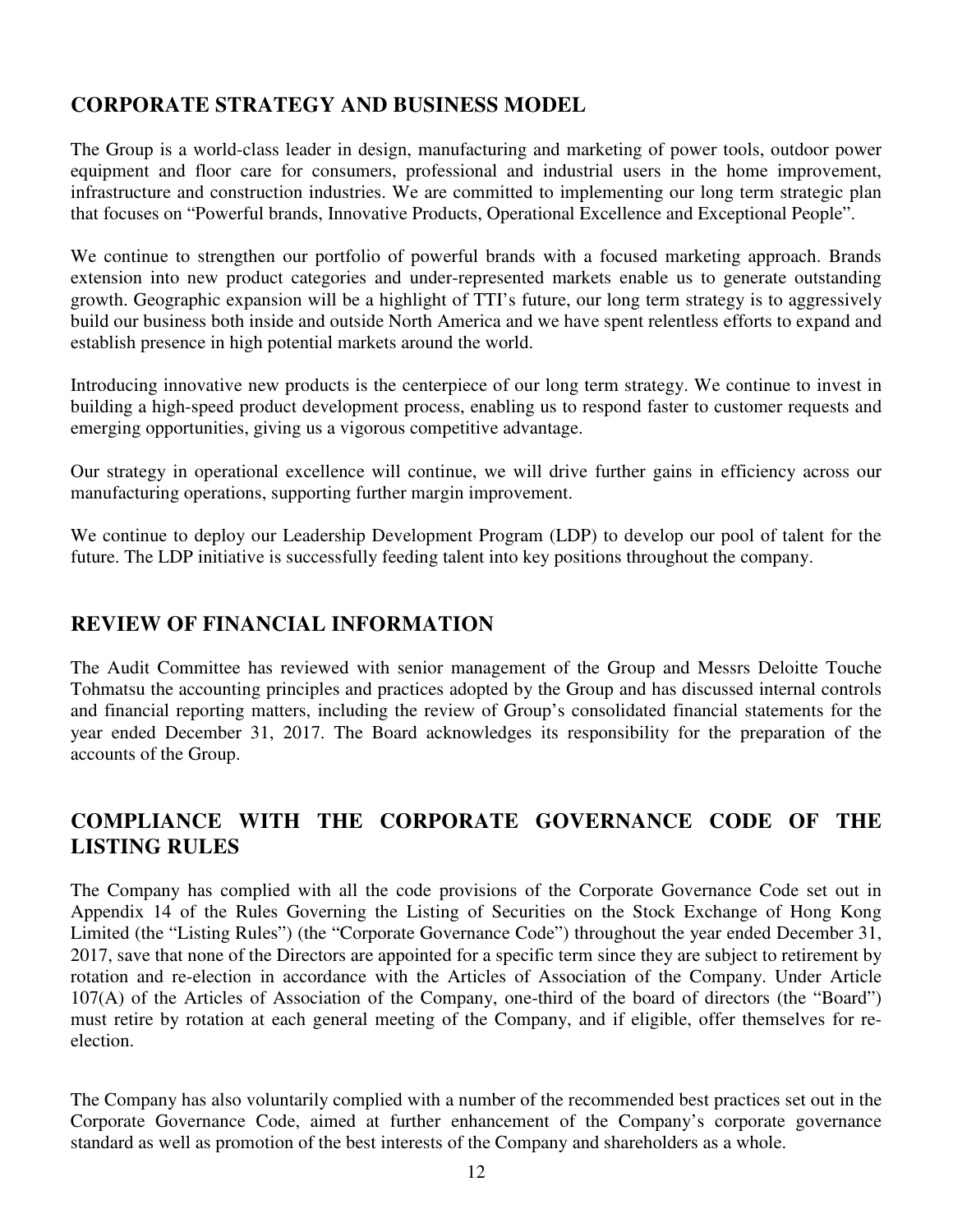## CORPORATE STRATEGY AND BUSINESS MODEL

The Group is a world-class leader in design, manufacturing and marketing of power tools, outdoor power equipment and floor care for consumers, professional and industrial users in the home improvement, infrastructure and construction industries. We are committed to implementing our long term strategic plan that focuses on "Powerful brands, Innovative Products, Operational Excellence and Exceptional People".

We continue to strengthen our portfolio of powerful brands with a focused marketing approach. Brands extension into new product categories and under-represented markets enable us to generate outstanding growth. Geographic expansion will be a highlight of TTI's future, our long term strategy is to aggressively build our business both inside and outside North America and we have spent relentless efforts to expand and establish presence in high potential markets around the world.

Introducing innovative new products is the centerpiece of our long term strategy. We continue to invest in building a high-speed product development process, enabling us to respond faster to customer requests and emerging opportunities, giving us a vigorous competitive advantage.

Our strategy in operational excellence will continue, we will drive further gains in efficiency across our manufacturing operations, supporting further margin improvement.

We continue to deploy our Leadership Development Program (LDP) to develop our pool of talent for the future. The LDP initiative is successfully feeding talent into key positions throughout the company.

## REVIEW OF FINANCIAL INFORMATION

The Audit Committee has reviewed with senior management of the Group and Messrs Deloitte Touche Tohmatsu the accounting principles and practices adopted by the Group and has discussed internal controls and financial reporting matters, including the review of Group's consolidated financial statements for the year ended December 31, 2017. The Board acknowledges its responsibility for the preparation of the accounts of the Group.

## COMPLIANCE WITH THE CORPORATE GOVERNANCE CODE OF THE LISTING RULES

The Company has complied with all the code provisions of the Corporate Governance Code set out in Appendix 14 of the Rules Governing the Listing of Securities on the Stock Exchange of Hong Kong Limited (the "Listing Rules") (the "Corporate Governance Code") throughout the year ended December 31, 2017, save that none of the Directors are appointed for a specific term since they are subject to retirement by rotation and re-election in accordance with the Articles of Association of the Company. Under Article 107(A) of the Articles of Association of the Company, one-third of the board of directors (the "Board") must retire by rotation at each general meeting of the Company, and if eligible, offer themselves for re-election.

The Company has also voluntarily complied with a number of the recommended best practices set out in the Corporate Governance Code, aimed at further enhancement of the Company's corporate governance standard as well as promotion of the best interests of the Company and shareholders as a whole.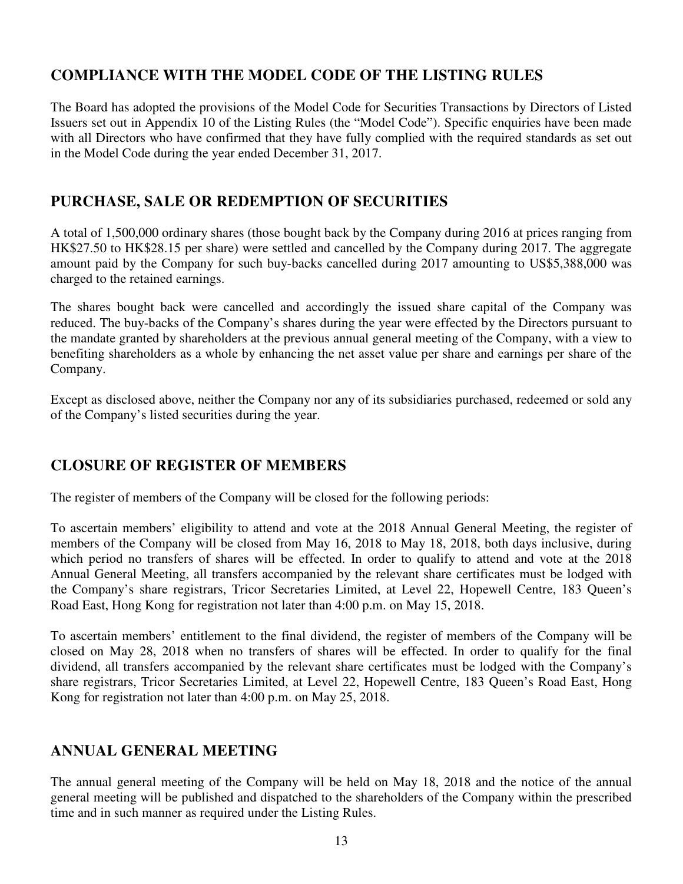## COMPLIANCE WITH THE MODEL CODE OF THE LISTING RULES

The Board has adopted the provisions of the Model Code for Securities Transactions by Directors of Listed Issuers set out in Appendix 10 of the Listing Rules (the "Model Code"). Specific enquiries have been made with all Directors who have confirmed that they have fully complied with the required standards as set out in the Model Code during the year ended December 31, 2017.

## PURCHASE, SALE OR REDEMPTION OF SECURITIES

A total of 1,500,000 ordinary shares (those bought back by the Company during 2016 at prices ranging from HK$27.50 to HK$28.15 per share) were settled and cancelled by the Company during 2017. The aggregate amount paid by the Company for such buy-backs cancelled during 2017 amounting to US$5,388,000 was charged to the retained earnings.

The shares bought back were cancelled and accordingly the issued share capital of the Company was reduced. The buy-backs of the Company's shares during the year were effected by the Directors pursuant to the mandate granted by shareholders at the previous annual general meeting of the Company, with a view to benefiting shareholders as a whole by enhancing the net asset value per share and earnings per share of the Company.

Except as disclosed above, neither the Company nor any of its subsidiaries purchased, redeemed or sold any of the Company's listed securities during the year.

## CLOSURE OF REGISTER OF MEMBERS

The register of members of the Company will be closed for the following periods:

To ascertain members' eligibility to attend and vote at the 2018 Annual General Meeting, the register of members of the Company will be closed from May 16, 2018 to May 18, 2018, both days inclusive, during which period no transfers of shares will be effected. In order to qualify to attend and vote at the 2018 Annual General Meeting, all transfers accompanied by the relevant share certificates must be lodged with the Company's share registrars, Tricor Secretaries Limited, at Level 22, Hopewell Centre, 183 Queen's Road East, Hong Kong for registration not later than 4:00 p.m. on May 15, 2018.

To ascertain members' entitlement to the final dividend, the register of members of the Company will be closed on May 28, 2018 when no transfers of shares will be effected. In order to qualify for the final dividend, all transfers accompanied by the relevant share certificates must be lodged with the Company's share registrars, Tricor Secretaries Limited, at Level 22, Hopewell Centre, 183 Queen's Road East, Hong Kong for registration not later than 4:00 p.m. on May 25, 2018.

## ANNUAL GENERAL MEETING

The annual general meeting of the Company will be held on May 18, 2018 and the notice of the annual general meeting will be published and dispatched to the shareholders of the Company within the prescribed time and in such manner as required under the Listing Rules.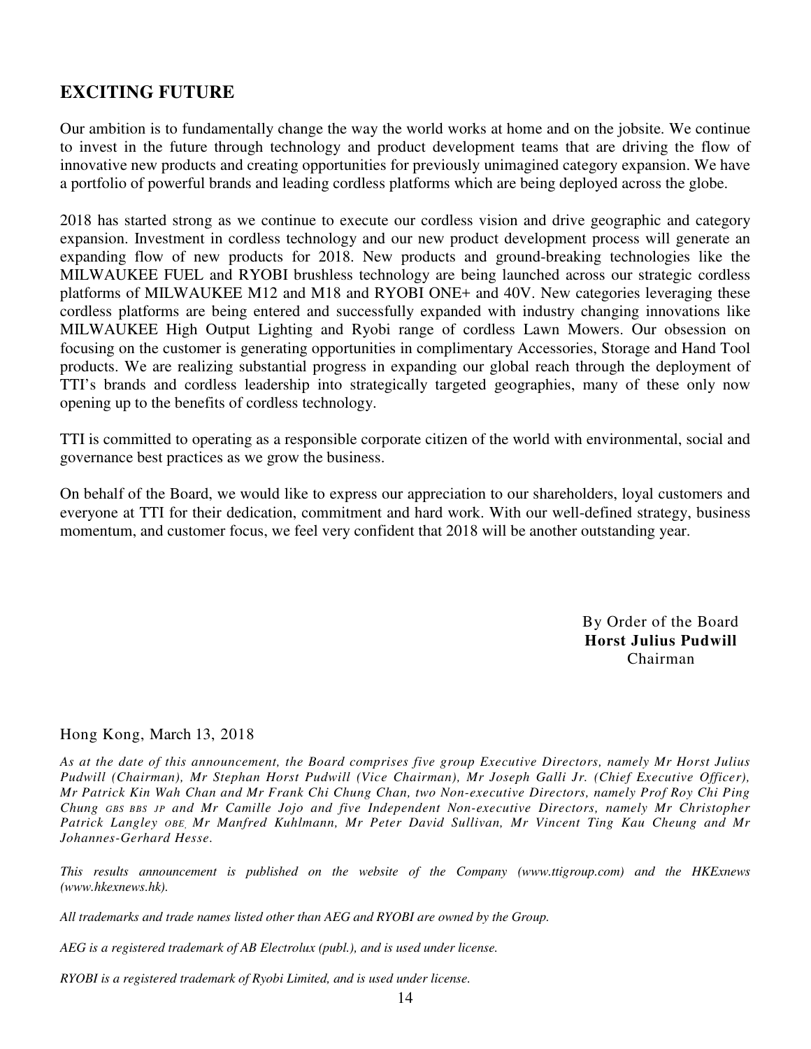## EXCITING FUTURE

Our ambition is to fundamentally change the way the world works at home and on the jobsite. We continue to invest in the future through technology and product development teams that are driving the flow of innovative new products and creating opportunities for previously unimagined category expansion. We have a portfolio of powerful brands and leading cordless platforms which are being deployed across the globe.

2018 has started strong as we continue to execute our cordless vision and drive geographic and category expansion. Investment in cordless technology and our new product development process will generate an expanding flow of new products for 2018. New products and ground-breaking technologies like the MILWAUKEE FUEL and RYOBI brushless technology are being launched across our strategic cordless platforms of MILWAUKEE M12 and M18 and RYOBI ONE+ and 40V. New categories leveraging these cordless platforms are being entered and successfully expanded with industry changing innovations like MILWAUKEE High Output Lighting and Ryobi range of cordless Lawn Mowers. Our obsession on focusing on the customer is generating opportunities in complimentary Accessories, Storage and Hand Tool products. We are realizing substantial progress in expanding our global reach through the deployment of TTI's brands and cordless leadership into strategically targeted geographies, many of these only now opening up to the benefits of cordless technology.

TTI is committed to operating as a responsible corporate citizen of the world with environmental, social and governance best practices as we grow the business.

On behalf of the Board, we would like to express our appreciation to our shareholders, loyal customers and everyone at TTI for their dedication, commitment and hard work. With our well-defined strategy, business momentum, and customer focus, we feel very confident that 2018 will be another outstanding year.

By Order of the Board
**Horst Julius Pudwill**
Chairman

Hong Kong, March 13, 2018

*As at the date of this announcement, the Board comprises five group Executive Directors, namely Mr Horst Julius Pudwill (Chairman), Mr Stephan Horst Pudwill (Vice Chairman), Mr Joseph Galli Jr. (Chief Executive Officer), Mr Patrick Kin Wah Chan and Mr Frank Chi Chung Chan, two Non-executive Directors, namely Prof Roy Chi Ping Chung GBS BBS JP and Mr Camille Jojo and five Independent Non-executive Directors, namely Mr Christopher Patrick Langley OBE, Mr Manfred Kuhlmann, Mr Peter David Sullivan, Mr Vincent Ting Kau Cheung and Mr Johannes-Gerhard Hesse.*

*This results announcement is published on the website of the Company (www.ttigroup.com) and the HKExnews (www.hkexnews.hk).*

*All trademarks and trade names listed other than AEG and RYOBI are owned by the Group.*

*AEG is a registered trademark of AB Electrolux (publ.), and is used under license.*

*RYOBI is a registered trademark of Ryobi Limited, and is used under license.*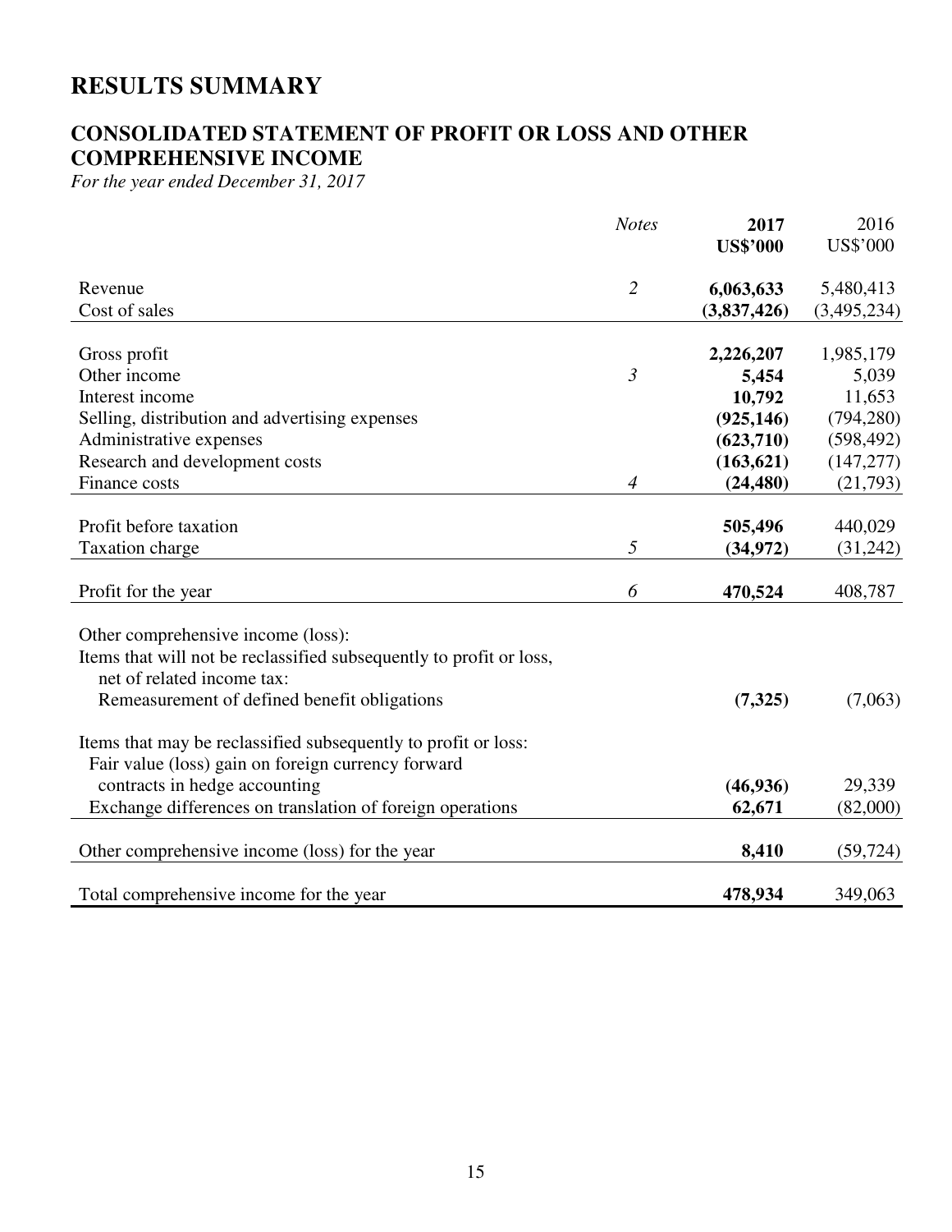# RESULTS SUMMARY

## CONSOLIDATED STATEMENT OF PROFIT OR LOSS AND OTHER COMPREHENSIVE INCOME

*For the year ended December 31, 2017*

| | *Notes* | **2017** **US$'000** | 2016 US$'000 |
|---|---|---|---|
| Revenue | *2* | **6,063,633** | 5,480,413 |
| Cost of sales | | **(3,837,426)** | (3,495,234) |
| Gross profit | | **2,226,207** | 1,985,179 |
| Other income | *3* | **5,454** | 5,039 |
| Interest income | | **10,792** | 11,653 |
| Selling, distribution and advertising expenses | | **(925,146)** | (794,280) |
| Administrative expenses | | **(623,710)** | (598,492) |
| Research and development costs | | **(163,621)** | (147,277) |
| Finance costs | *4* | **(24,480)** | (21,793) |
| Profit before taxation | | **505,496** | 440,029 |
| Taxation charge | *5* | **(34,972)** | (31,242) |
| Profit for the year | *6* | **470,524** | 408,787 |
| Other comprehensive income (loss): | | | |
| Items that will not be reclassified subsequently to profit or loss, net of related income tax: | | | |
| Remeasurement of defined benefit obligations | | **(7,325)** | (7,063) |
| Items that may be reclassified subsequently to profit or loss: | | | |
| Fair value (loss) gain on foreign currency forward contracts in hedge accounting | | **(46,936)** | 29,339 |
| Exchange differences on translation of foreign operations | | **62,671** | (82,000) |
| Other comprehensive income (loss) for the year | | **8,410** | (59,724) |
| Total comprehensive income for the year | | **478,934** | 349,063 |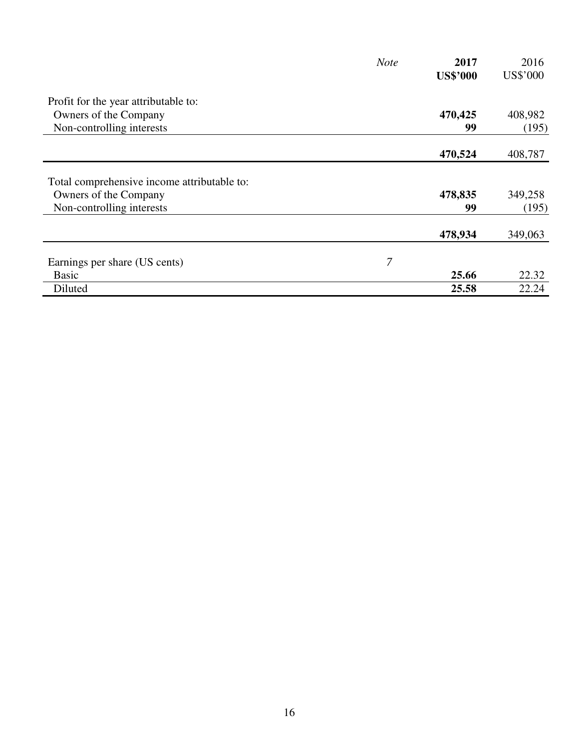| | *Note* | **2017**<br>**US$'000** | 2016<br>US$'000 |
|---|---|---|---|
| Profit for the year attributable to: | | | |
| Owners of the Company | | **470,425** | 408,982 |
| Non-controlling interests | | **99** | (195) |
| | | **470,524** | 408,787 |
| Total comprehensive income attributable to: | | | |
| Owners of the Company | | **478,835** | 349,258 |
| Non-controlling interests | | **99** | (195) |
| | | **478,934** | 349,063 |
| Earnings per share (US cents) | *7* | | |
| Basic | | **25.66** | 22.32 |
| Diluted | | **25.58** | 22.24 |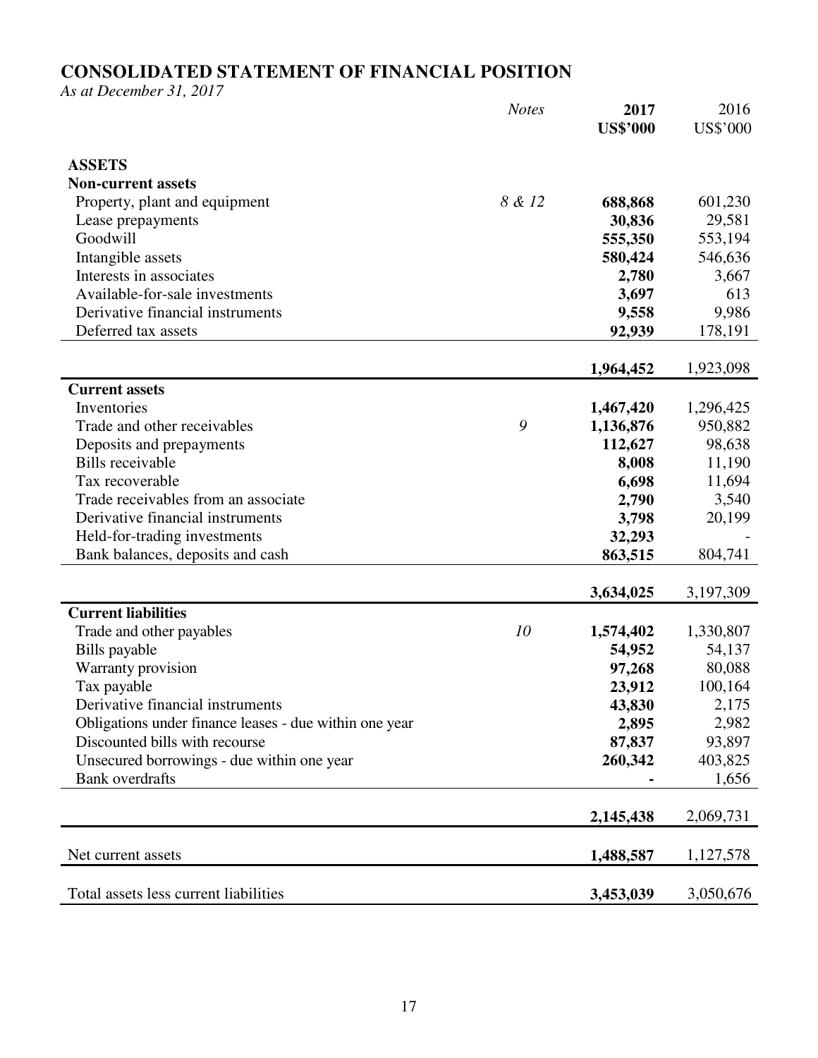# CONSOLIDATED STATEMENT OF FINANCIAL POSITION

*As at December 31, 2017*

| | *Notes* | **2017** **US$'000** | 2016 US$'000 |
|---|---|---|---|
| **ASSETS** | | | |
| **Non-current assets** | | | |
| Property, plant and equipment | *8 & 12* | **688,868** | 601,230 |
| Lease prepayments | | **30,836** | 29,581 |
| Goodwill | | **555,350** | 553,194 |
| Intangible assets | | **580,424** | 546,636 |
| Interests in associates | | **2,780** | 3,667 |
| Available-for-sale investments | | **3,697** | 613 |
| Derivative financial instruments | | **9,558** | 9,986 |
| Deferred tax assets | | **92,939** | 178,191 |
| | | **1,964,452** | 1,923,098 |
| **Current assets** | | | |
| Inventories | | **1,467,420** | 1,296,425 |
| Trade and other receivables | *9* | **1,136,876** | 950,882 |
| Deposits and prepayments | | **112,627** | 98,638 |
| Bills receivable | | **8,008** | 11,190 |
| Tax recoverable | | **6,698** | 11,694 |
| Trade receivables from an associate | | **2,790** | 3,540 |
| Derivative financial instruments | | **3,798** | 20,199 |
| Held-for-trading investments | | **32,293** | - |
| Bank balances, deposits and cash | | **863,515** | 804,741 |
| | | **3,634,025** | 3,197,309 |
| **Current liabilities** | | | |
| Trade and other payables | *10* | **1,574,402** | 1,330,807 |
| Bills payable | | **54,952** | 54,137 |
| Warranty provision | | **97,268** | 80,088 |
| Tax payable | | **23,912** | 100,164 |
| Derivative financial instruments | | **43,830** | 2,175 |
| Obligations under finance leases - due within one year | | **2,895** | 2,982 |
| Discounted bills with recourse | | **87,837** | 93,897 |
| Unsecured borrowings - due within one year | | **260,342** | 403,825 |
| Bank overdrafts | | **-** | 1,656 |
| | | **2,145,438** | 2,069,731 |
| Net current assets | | **1,488,587** | 1,127,578 |
| Total assets less current liabilities | | **3,453,039** | 3,050,676 |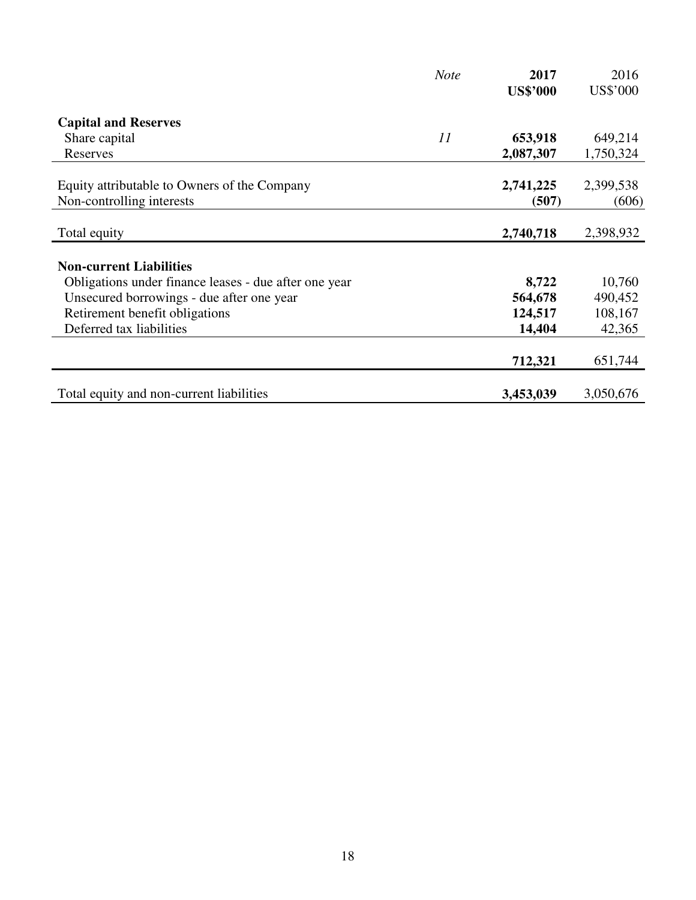| | *Note* | **2017** **US$'000** | 2016 US$'000 |
|---|---|---|---|
| **Capital and Reserves** | | | |
| Share capital | *11* | **653,918** | 649,214 |
| Reserves | | **2,087,307** | 1,750,324 |
| Equity attributable to Owners of the Company | | **2,741,225** | 2,399,538 |
| Non-controlling interests | | **(507)** | (606) |
| Total equity | | **2,740,718** | 2,398,932 |
| **Non-current Liabilities** | | | |
| Obligations under finance leases - due after one year | | **8,722** | 10,760 |
| Unsecured borrowings - due after one year | | **564,678** | 490,452 |
| Retirement benefit obligations | | **124,517** | 108,167 |
| Deferred tax liabilities | | **14,404** | 42,365 |
| | | **712,321** | 651,744 |
| Total equity and non-current liabilities | | **3,453,039** | 3,050,676 |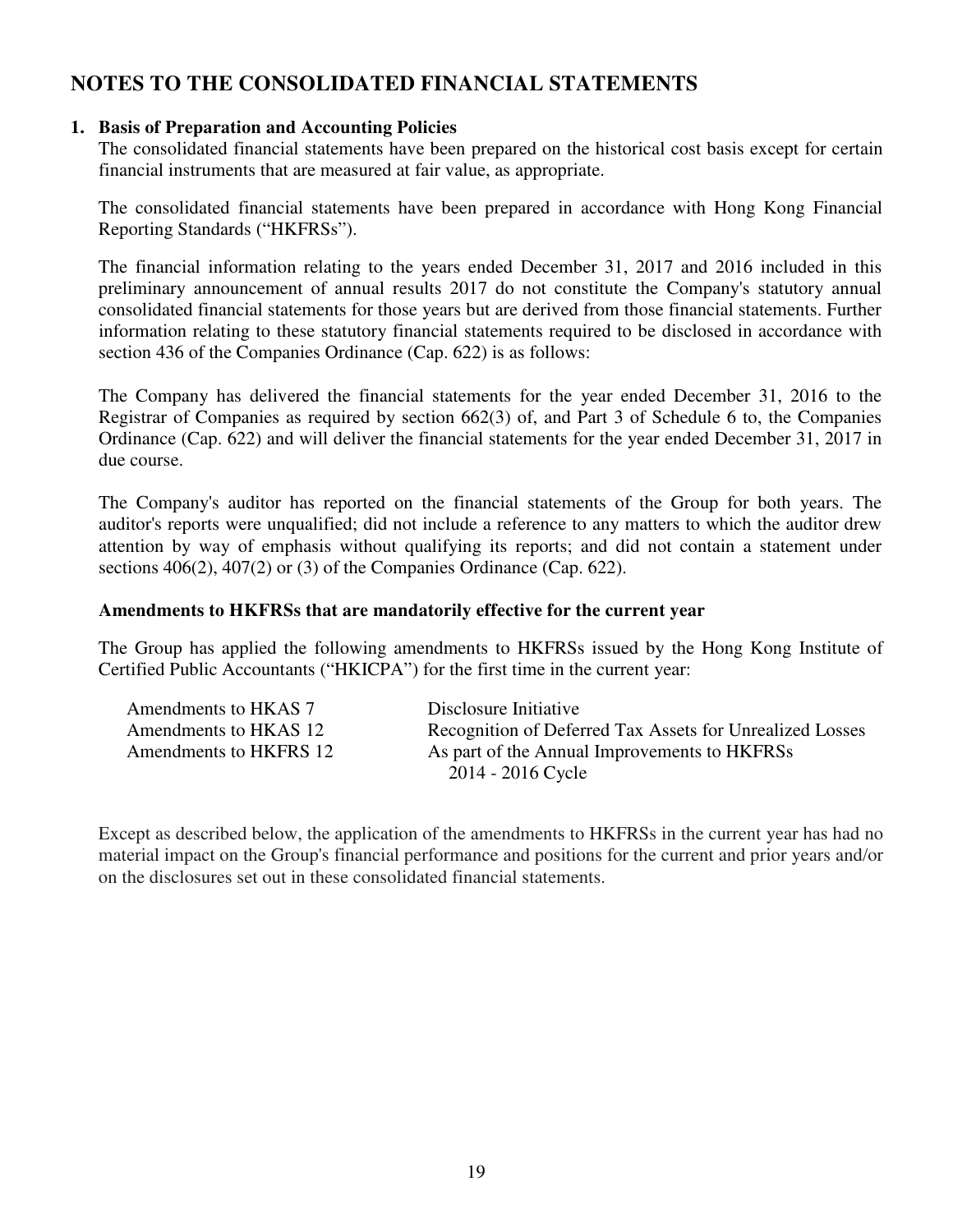# NOTES TO THE CONSOLIDATED FINANCIAL STATEMENTS

## 1. Basis of Preparation and Accounting Policies

The consolidated financial statements have been prepared on the historical cost basis except for certain financial instruments that are measured at fair value, as appropriate.

The consolidated financial statements have been prepared in accordance with Hong Kong Financial Reporting Standards ("HKFRSs").

The financial information relating to the years ended December 31, 2017 and 2016 included in this preliminary announcement of annual results 2017 do not constitute the Company's statutory annual consolidated financial statements for those years but are derived from those financial statements. Further information relating to these statutory financial statements required to be disclosed in accordance with section 436 of the Companies Ordinance (Cap. 622) is as follows:

The Company has delivered the financial statements for the year ended December 31, 2016 to the Registrar of Companies as required by section 662(3) of, and Part 3 of Schedule 6 to, the Companies Ordinance (Cap. 622) and will deliver the financial statements for the year ended December 31, 2017 in due course.

The Company's auditor has reported on the financial statements of the Group for both years. The auditor's reports were unqualified; did not include a reference to any matters to which the auditor drew attention by way of emphasis without qualifying its reports; and did not contain a statement under sections 406(2), 407(2) or (3) of the Companies Ordinance (Cap. 622).

### Amendments to HKFRSs that are mandatorily effective for the current year

The Group has applied the following amendments to HKFRSs issued by the Hong Kong Institute of Certified Public Accountants ("HKICPA") for the first time in the current year:

| | |
|---|---|
| Amendments to HKAS 7 | Disclosure Initiative |
| Amendments to HKAS 12 | Recognition of Deferred Tax Assets for Unrealized Losses |
| Amendments to HKFRS 12 | As part of the Annual Improvements to HKFRSs 2014 - 2016 Cycle |

Except as described below, the application of the amendments to HKFRSs in the current year has had no material impact on the Group's financial performance and positions for the current and prior years and/or on the disclosures set out in these consolidated financial statements.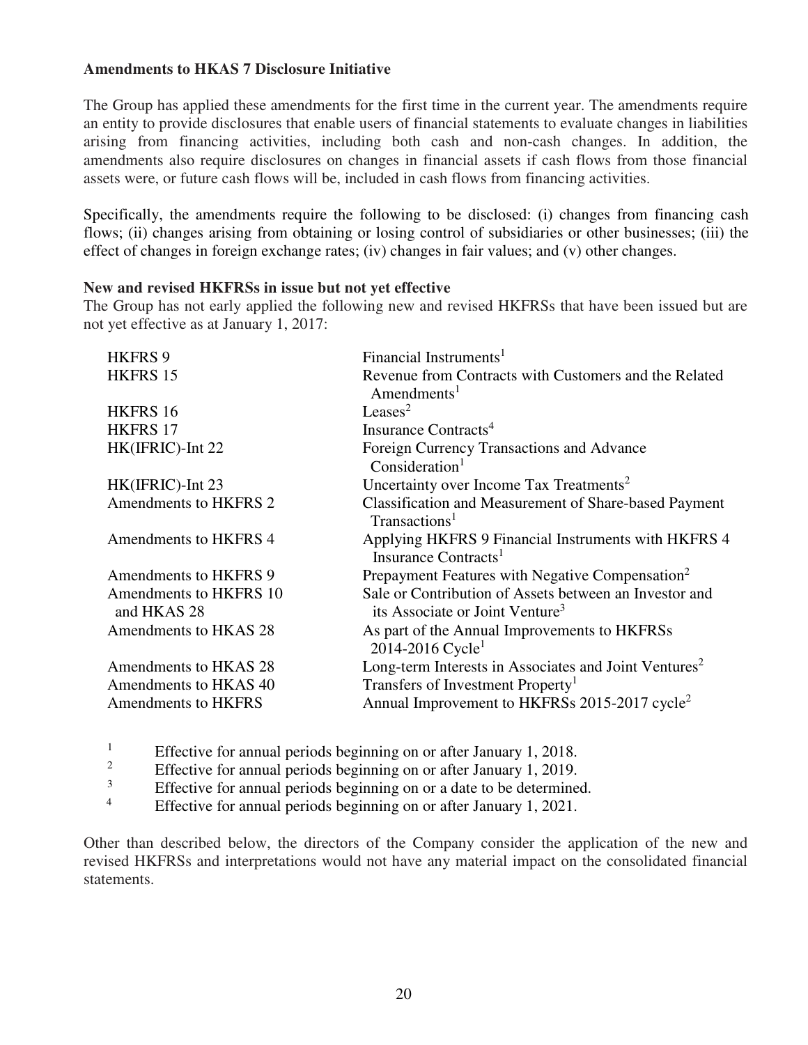**Amendments to HKAS 7 Disclosure Initiative**

The Group has applied these amendments for the first time in the current year. The amendments require an entity to provide disclosures that enable users of financial statements to evaluate changes in liabilities arising from financing activities, including both cash and non-cash changes. In addition, the amendments also require disclosures on changes in financial assets if cash flows from those financial assets were, or future cash flows will be, included in cash flows from financing activities.

Specifically, the amendments require the following to be disclosed: (i) changes from financing cash flows; (ii) changes arising from obtaining or losing control of subsidiaries or other businesses; (iii) the effect of changes in foreign exchange rates; (iv) changes in fair values; and (v) other changes.

**New and revised HKFRSs in issue but not yet effective**

The Group has not early applied the following new and revised HKFRSs that have been issued but are not yet effective as at January 1, 2017:

| | |
|---|---|
| HKFRS 9 | Financial Instruments[1] |
| HKFRS 15 | Revenue from Contracts with Customers and the Related Amendments[1] |
| HKFRS 16 | Leases[2] |
| HKFRS 17 | Insurance Contracts[4] |
| HK(IFRIC)-Int 22 | Foreign Currency Transactions and Advance Consideration[1] |
| HK(IFRIC)-Int 23 | Uncertainty over Income Tax Treatments[2] |
| Amendments to HKFRS 2 | Classification and Measurement of Share-based Payment Transactions[1] |
| Amendments to HKFRS 4 | Applying HKFRS 9 Financial Instruments with HKFRS 4 Insurance Contracts[1] |
| Amendments to HKFRS 9 | Prepayment Features with Negative Compensation[2] |
| Amendments to HKFRS 10 and HKAS 28 | Sale or Contribution of Assets between an Investor and its Associate or Joint Venture[3] |
| Amendments to HKAS 28 | As part of the Annual Improvements to HKFRSs 2014-2016 Cycle[1] |
| Amendments to HKAS 28 | Long-term Interests in Associates and Joint Ventures[2] |
| Amendments to HKAS 40 | Transfers of Investment Property[1] |
| Amendments to HKFRS | Annual Improvement to HKFRSs 2015-2017 cycle[2] |

[1] Effective for annual periods beginning on or after January 1, 2018.

[2] Effective for annual periods beginning on or after January 1, 2019.

[3] Effective for annual periods beginning on or a date to be determined.

[4] Effective for annual periods beginning on or after January 1, 2021.

Other than described below, the directors of the Company consider the application of the new and revised HKFRSs and interpretations would not have any material impact on the consolidated financial statements.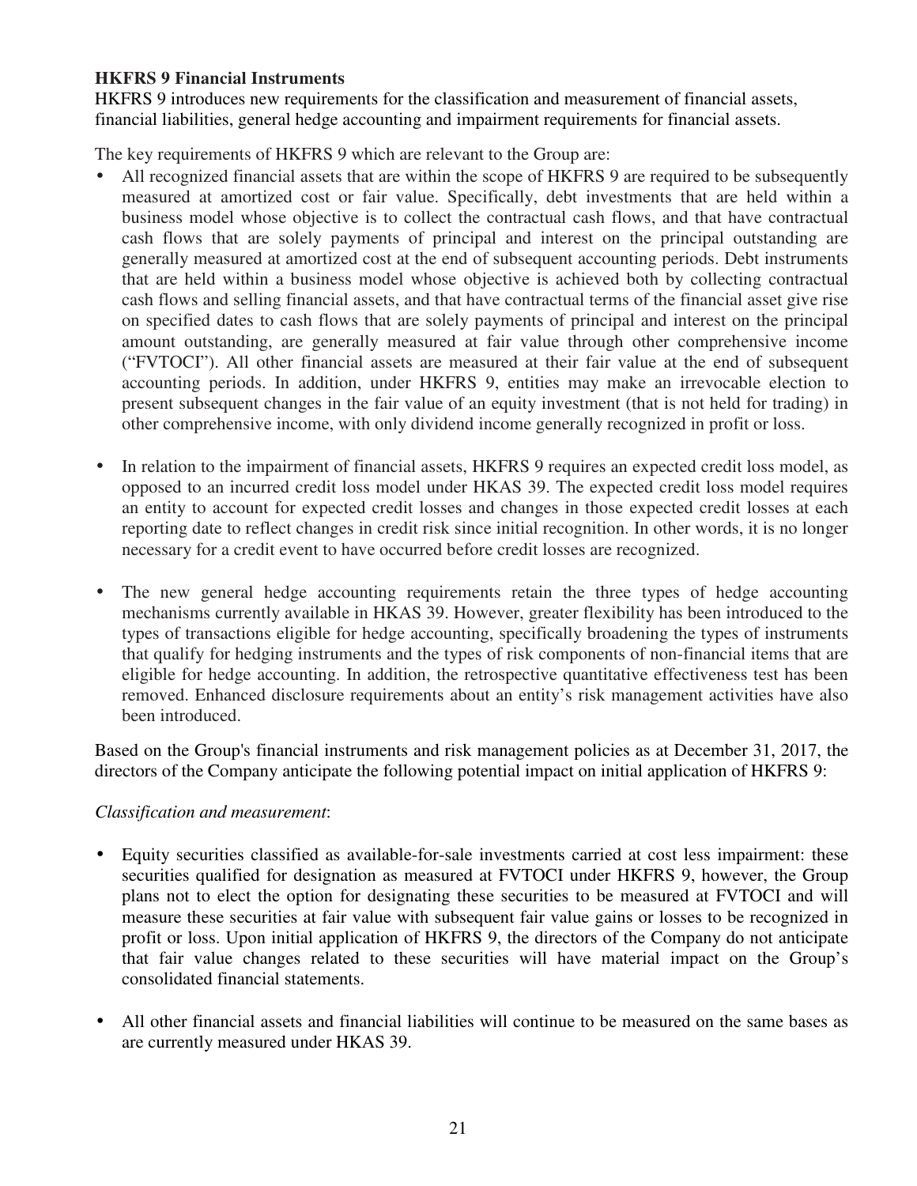**HKFRS 9 Financial Instruments**

HKFRS 9 introduces new requirements for the classification and measurement of financial assets, financial liabilities, general hedge accounting and impairment requirements for financial assets.

The key requirements of HKFRS 9 which are relevant to the Group are:

- All recognized financial assets that are within the scope of HKFRS 9 are required to be subsequently measured at amortized cost or fair value. Specifically, debt investments that are held within a business model whose objective is to collect the contractual cash flows, and that have contractual cash flows that are solely payments of principal and interest on the principal outstanding are generally measured at amortized cost at the end of subsequent accounting periods. Debt instruments that are held within a business model whose objective is achieved both by collecting contractual cash flows and selling financial assets, and that have contractual terms of the financial asset give rise on specified dates to cash flows that are solely payments of principal and interest on the principal amount outstanding, are generally measured at fair value through other comprehensive income ("FVTOCI"). All other financial assets are measured at their fair value at the end of subsequent accounting periods. In addition, under HKFRS 9, entities may make an irrevocable election to present subsequent changes in the fair value of an equity investment (that is not held for trading) in other comprehensive income, with only dividend income generally recognized in profit or loss.

- In relation to the impairment of financial assets, HKFRS 9 requires an expected credit loss model, as opposed to an incurred credit loss model under HKAS 39. The expected credit loss model requires an entity to account for expected credit losses and changes in those expected credit losses at each reporting date to reflect changes in credit risk since initial recognition. In other words, it is no longer necessary for a credit event to have occurred before credit losses are recognized.

- The new general hedge accounting requirements retain the three types of hedge accounting mechanisms currently available in HKAS 39. However, greater flexibility has been introduced to the types of transactions eligible for hedge accounting, specifically broadening the types of instruments that qualify for hedging instruments and the types of risk components of non-financial items that are eligible for hedge accounting. In addition, the retrospective quantitative effectiveness test has been removed. Enhanced disclosure requirements about an entity's risk management activities have also been introduced.

Based on the Group's financial instruments and risk management policies as at December 31, 2017, the directors of the Company anticipate the following potential impact on initial application of HKFRS 9:

*Classification and measurement*:

- Equity securities classified as available-for-sale investments carried at cost less impairment: these securities qualified for designation as measured at FVTOCI under HKFRS 9, however, the Group plans not to elect the option for designating these securities to be measured at FVTOCI and will measure these securities at fair value with subsequent fair value gains or losses to be recognized in profit or loss. Upon initial application of HKFRS 9, the directors of the Company do not anticipate that fair value changes related to these securities will have material impact on the Group's consolidated financial statements.

- All other financial assets and financial liabilities will continue to be measured on the same bases as are currently measured under HKAS 39.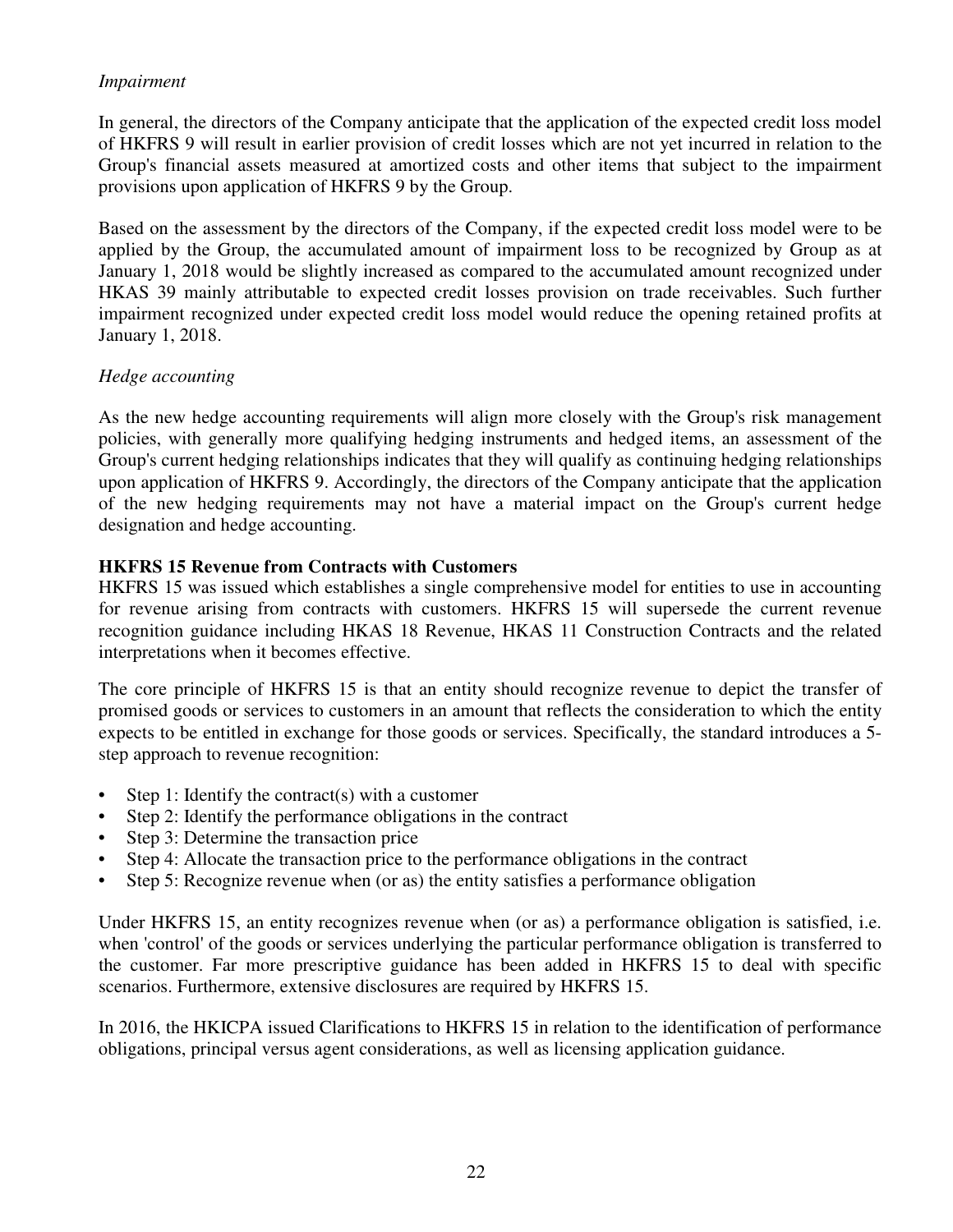*Impairment*

In general, the directors of the Company anticipate that the application of the expected credit loss model of HKFRS 9 will result in earlier provision of credit losses which are not yet incurred in relation to the Group's financial assets measured at amortized costs and other items that subject to the impairment provisions upon application of HKFRS 9 by the Group.

Based on the assessment by the directors of the Company, if the expected credit loss model were to be applied by the Group, the accumulated amount of impairment loss to be recognized by Group as at January 1, 2018 would be slightly increased as compared to the accumulated amount recognized under HKAS 39 mainly attributable to expected credit losses provision on trade receivables. Such further impairment recognized under expected credit loss model would reduce the opening retained profits at January 1, 2018.

*Hedge accounting*

As the new hedge accounting requirements will align more closely with the Group's risk management policies, with generally more qualifying hedging instruments and hedged items, an assessment of the Group's current hedging relationships indicates that they will qualify as continuing hedging relationships upon application of HKFRS 9. Accordingly, the directors of the Company anticipate that the application of the new hedging requirements may not have a material impact on the Group's current hedge designation and hedge accounting.

**HKFRS 15 Revenue from Contracts with Customers**

HKFRS 15 was issued which establishes a single comprehensive model for entities to use in accounting for revenue arising from contracts with customers. HKFRS 15 will supersede the current revenue recognition guidance including HKAS 18 Revenue, HKAS 11 Construction Contracts and the related interpretations when it becomes effective.

The core principle of HKFRS 15 is that an entity should recognize revenue to depict the transfer of promised goods or services to customers in an amount that reflects the consideration to which the entity expects to be entitled in exchange for those goods or services. Specifically, the standard introduces a 5-step approach to revenue recognition:

- Step 1: Identify the contract(s) with a customer
- Step 2: Identify the performance obligations in the contract
- Step 3: Determine the transaction price
- Step 4: Allocate the transaction price to the performance obligations in the contract
- Step 5: Recognize revenue when (or as) the entity satisfies a performance obligation

Under HKFRS 15, an entity recognizes revenue when (or as) a performance obligation is satisfied, i.e. when 'control' of the goods or services underlying the particular performance obligation is transferred to the customer. Far more prescriptive guidance has been added in HKFRS 15 to deal with specific scenarios. Furthermore, extensive disclosures are required by HKFRS 15.

In 2016, the HKICPA issued Clarifications to HKFRS 15 in relation to the identification of performance obligations, principal versus agent considerations, as well as licensing application guidance.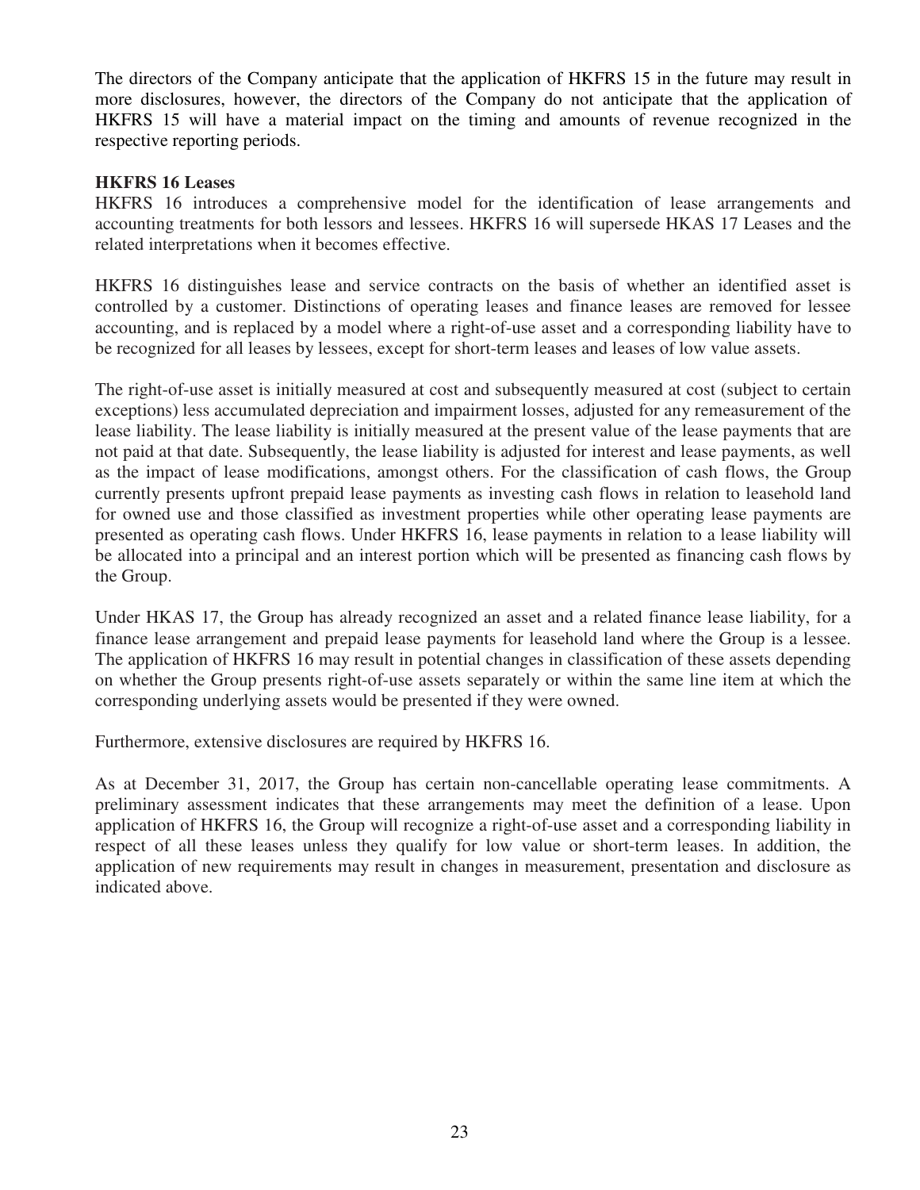The directors of the Company anticipate that the application of HKFRS 15 in the future may result in more disclosures, however, the directors of the Company do not anticipate that the application of HKFRS 15 will have a material impact on the timing and amounts of revenue recognized in the respective reporting periods.

**HKFRS 16 Leases**

HKFRS 16 introduces a comprehensive model for the identification of lease arrangements and accounting treatments for both lessors and lessees. HKFRS 16 will supersede HKAS 17 Leases and the related interpretations when it becomes effective.

HKFRS 16 distinguishes lease and service contracts on the basis of whether an identified asset is controlled by a customer. Distinctions of operating leases and finance leases are removed for lessee accounting, and is replaced by a model where a right-of-use asset and a corresponding liability have to be recognized for all leases by lessees, except for short-term leases and leases of low value assets.

The right-of-use asset is initially measured at cost and subsequently measured at cost (subject to certain exceptions) less accumulated depreciation and impairment losses, adjusted for any remeasurement of the lease liability. The lease liability is initially measured at the present value of the lease payments that are not paid at that date. Subsequently, the lease liability is adjusted for interest and lease payments, as well as the impact of lease modifications, amongst others. For the classification of cash flows, the Group currently presents upfront prepaid lease payments as investing cash flows in relation to leasehold land for owned use and those classified as investment properties while other operating lease payments are presented as operating cash flows. Under HKFRS 16, lease payments in relation to a lease liability will be allocated into a principal and an interest portion which will be presented as financing cash flows by the Group.

Under HKAS 17, the Group has already recognized an asset and a related finance lease liability, for a finance lease arrangement and prepaid lease payments for leasehold land where the Group is a lessee. The application of HKFRS 16 may result in potential changes in classification of these assets depending on whether the Group presents right-of-use assets separately or within the same line item at which the corresponding underlying assets would be presented if they were owned.

Furthermore, extensive disclosures are required by HKFRS 16.

As at December 31, 2017, the Group has certain non-cancellable operating lease commitments. A preliminary assessment indicates that these arrangements may meet the definition of a lease. Upon application of HKFRS 16, the Group will recognize a right-of-use asset and a corresponding liability in respect of all these leases unless they qualify for low value or short-term leases. In addition, the application of new requirements may result in changes in measurement, presentation and disclosure as indicated above.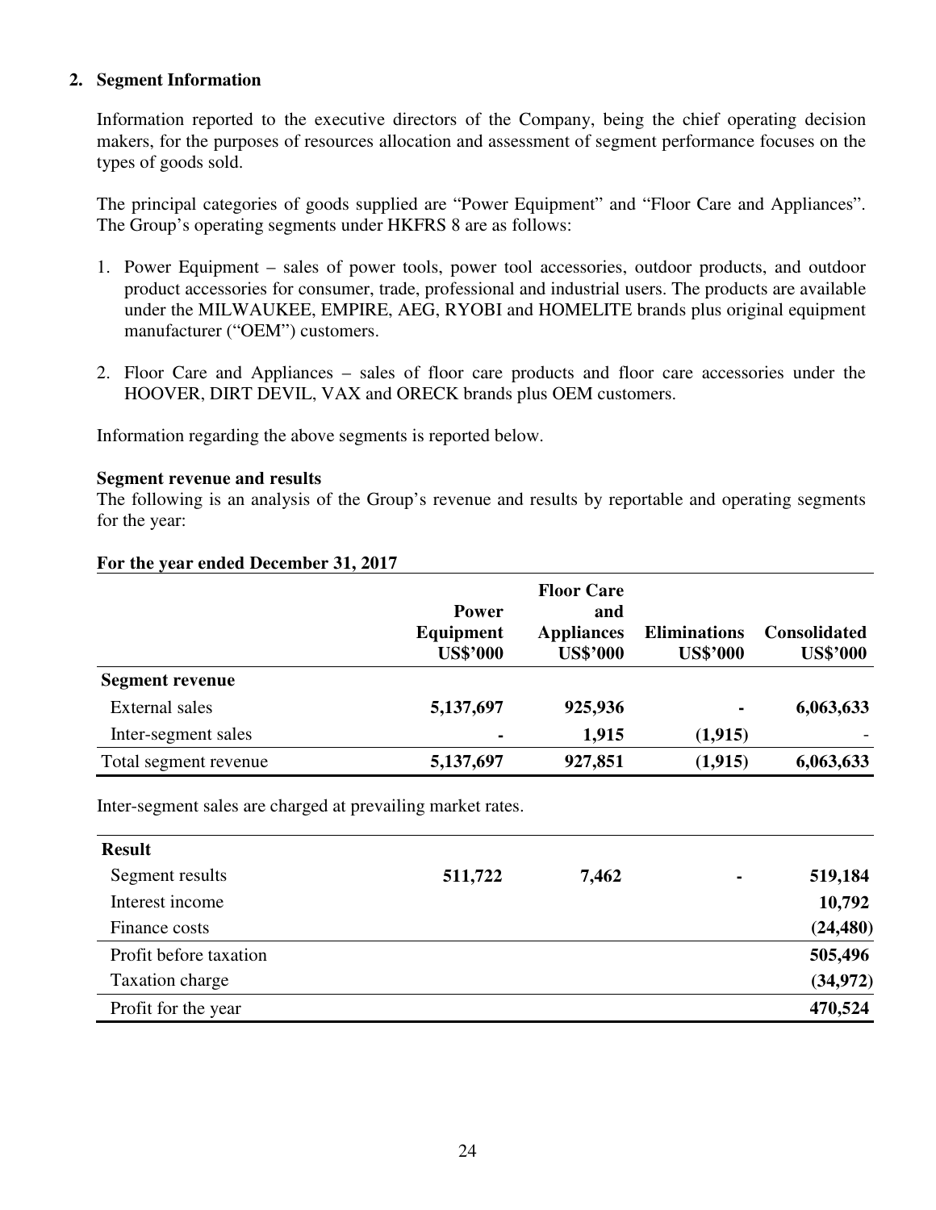## 2. Segment Information

Information reported to the executive directors of the Company, being the chief operating decision makers, for the purposes of resources allocation and assessment of segment performance focuses on the types of goods sold.

The principal categories of goods supplied are "Power Equipment" and "Floor Care and Appliances". The Group's operating segments under HKFRS 8 are as follows:

1. Power Equipment – sales of power tools, power tool accessories, outdoor products, and outdoor product accessories for consumer, trade, professional and industrial users. The products are available under the MILWAUKEE, EMPIRE, AEG, RYOBI and HOMELITE brands plus original equipment manufacturer ("OEM") customers.
2. Floor Care and Appliances – sales of floor care products and floor care accessories under the HOOVER, DIRT DEVIL, VAX and ORECK brands plus OEM customers.

Information regarding the above segments is reported below.

**Segment revenue and results**

The following is an analysis of the Group's revenue and results by reportable and operating segments for the year:

**For the year ended December 31, 2017**

| | Power Equipment US$'000 | Floor Care and Appliances US$'000 | Eliminations US$'000 | Consolidated US$'000 |
|---|---|---|---|---|
| **Segment revenue** | | | | |
| External sales | **5,137,697** | **925,936** | **-** | **6,063,633** |
| Inter-segment sales | **-** | **1,915** | **(1,915)** | - |
| Total segment revenue | **5,137,697** | **927,851** | **(1,915)** | **6,063,633** |

Inter-segment sales are charged at prevailing market rates.

| | Power Equipment US$'000 | Floor Care and Appliances US$'000 | Eliminations US$'000 | Consolidated US$'000 |
|---|---|---|---|---|
| **Result** | | | | |
| Segment results | **511,722** | **7,462** | **-** | **519,184** |
| Interest income | | | | **10,792** |
| Finance costs | | | | **(24,480)** |
| Profit before taxation | | | | **505,496** |
| Taxation charge | | | | **(34,972)** |
| Profit for the year | | | | **470,524** |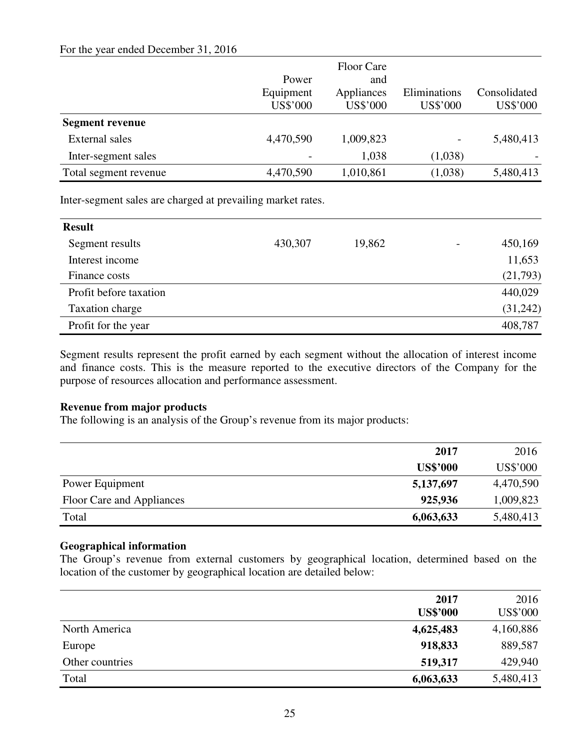For the year ended December 31, 2016

| | Power Equipment US$'000 | Floor Care and Appliances US$'000 | Eliminations US$'000 | Consolidated US$'000 |
|---|---|---|---|---|
| **Segment revenue** | | | | |
| External sales | 4,470,590 | 1,009,823 | - | 5,480,413 |
| Inter-segment sales | - | 1,038 | (1,038) | - |
| Total segment revenue | 4,470,590 | 1,010,861 | (1,038) | 5,480,413 |

Inter-segment sales are charged at prevailing market rates.

| **Result** | | | | |
|---|---|---|---|---|
| Segment results | 430,307 | 19,862 | - | 450,169 |
| Interest income | | | | 11,653 |
| Finance costs | | | | (21,793) |
| Profit before taxation | | | | 440,029 |
| Taxation charge | | | | (31,242) |
| Profit for the year | | | | 408,787 |

Segment results represent the profit earned by each segment without the allocation of interest income and finance costs. This is the measure reported to the executive directors of the Company for the purpose of resources allocation and performance assessment.

**Revenue from major products**

The following is an analysis of the Group's revenue from its major products:

| | **2017 US$'000** | 2016 US$'000 |
|---|---|---|
| Power Equipment | **5,137,697** | 4,470,590 |
| Floor Care and Appliances | **925,936** | 1,009,823 |
| Total | **6,063,633** | 5,480,413 |

**Geographical information**

The Group's revenue from external customers by geographical location, determined based on the location of the customer by geographical location are detailed below:

| | **2017 US$'000** | 2016 US$'000 |
|---|---|---|
| North America | **4,625,483** | 4,160,886 |
| Europe | **918,833** | 889,587 |
| Other countries | **519,317** | 429,940 |
| Total | **6,063,633** | 5,480,413 |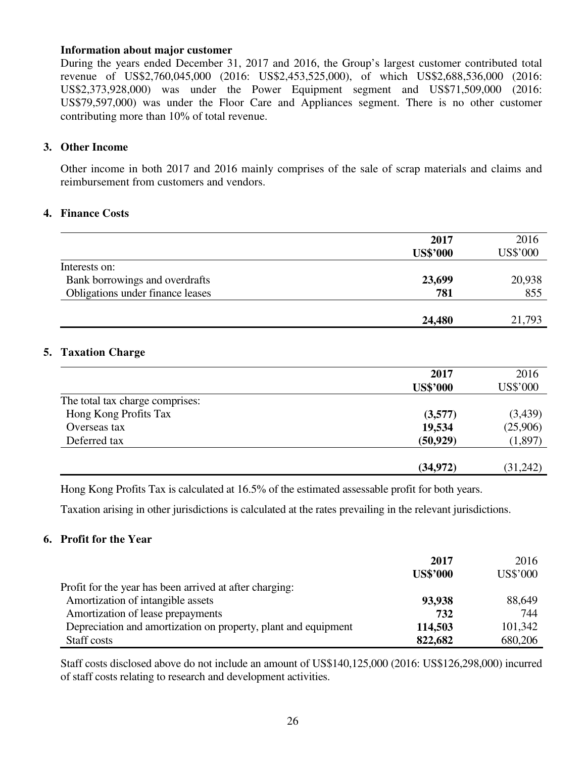**Information about major customer**

During the years ended December 31, 2017 and 2016, the Group's largest customer contributed total revenue of US$2,760,045,000 (2016: US$2,453,525,000), of which US$2,688,536,000 (2016: US$2,373,928,000) was under the Power Equipment segment and US$71,509,000 (2016: US$79,597,000) was under the Floor Care and Appliances segment. There is no other customer contributing more than 10% of total revenue.

## 3. Other Income

Other income in both 2017 and 2016 mainly comprises of the sale of scrap materials and claims and reimbursement from customers and vendors.

## 4. Finance Costs

| | **2017**<br>**US$'000** | 2016<br>US$'000 |
|---|---|---|
| Interests on: | | |
| Bank borrowings and overdrafts | **23,699** | 20,938 |
| Obligations under finance leases | **781** | 855 |
| | **24,480** | 21,793 |

## 5. Taxation Charge

| | **2017**<br>**US$'000** | 2016<br>US$'000 |
|---|---|---|
| The total tax charge comprises: | | |
| Hong Kong Profits Tax | **(3,577)** | (3,439) |
| Overseas tax | **19,534** | (25,906) |
| Deferred tax | **(50,929)** | (1,897) |
| | **(34,972)** | (31,242) |

Hong Kong Profits Tax is calculated at 16.5% of the estimated assessable profit for both years.

Taxation arising in other jurisdictions is calculated at the rates prevailing in the relevant jurisdictions.

## 6. Profit for the Year

| | **2017**<br>**US$'000** | 2016<br>US$'000 |
|---|---|---|
| Profit for the year has been arrived at after charging: | | |
| Amortization of intangible assets | **93,938** | 88,649 |
| Amortization of lease prepayments | **732** | 744 |
| Depreciation and amortization on property, plant and equipment | **114,503** | 101,342 |
| Staff costs | **822,682** | 680,206 |

Staff costs disclosed above do not include an amount of US$140,125,000 (2016: US$126,298,000) incurred of staff costs relating to research and development activities.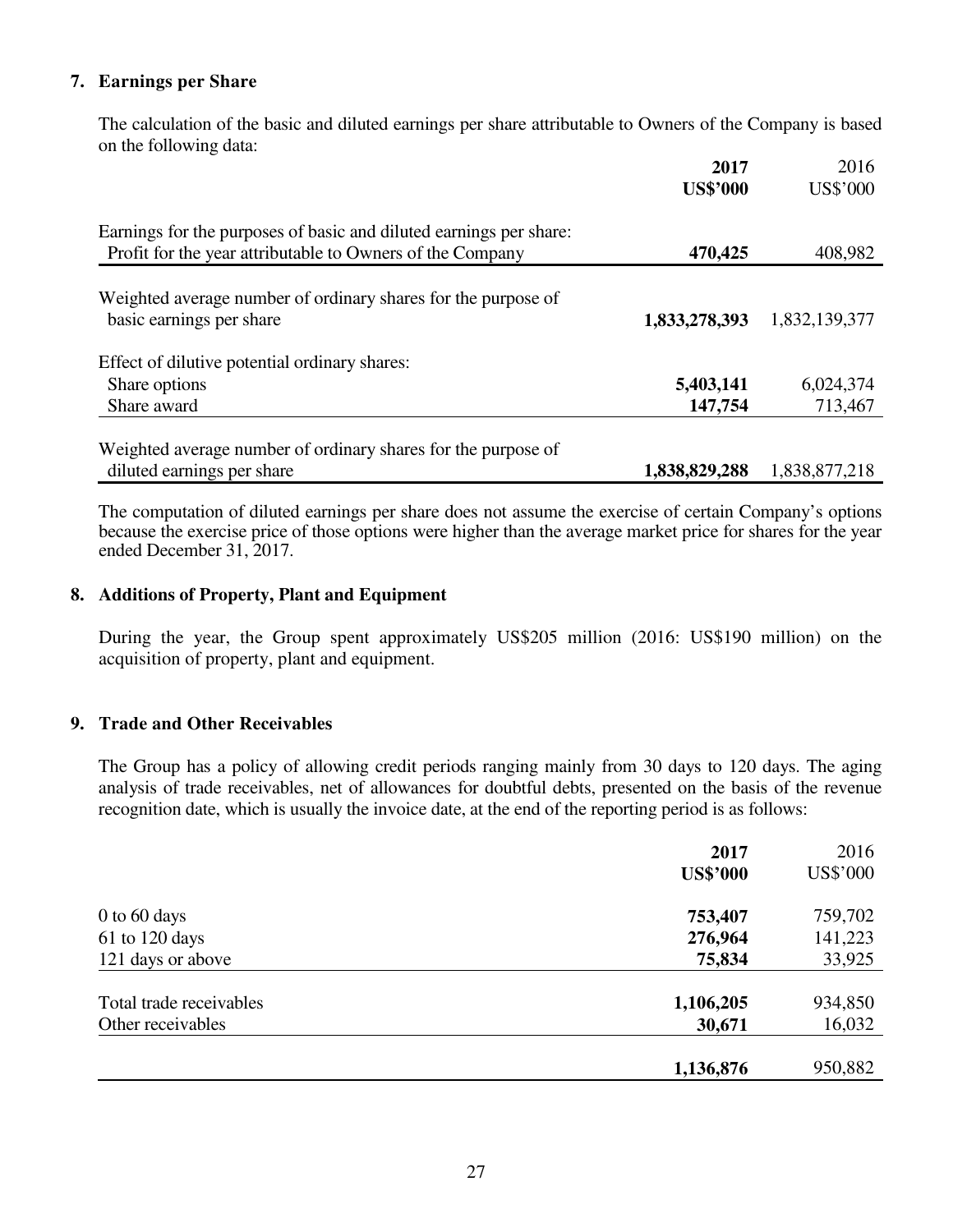## 7. Earnings per Share

The calculation of the basic and diluted earnings per share attributable to Owners of the Company is based on the following data:

| | **2017** | 2016 |
|---|---|---|
| | **US$'000** | US$'000 |
| Earnings for the purposes of basic and diluted earnings per share: | | |
| Profit for the year attributable to Owners of the Company | **470,425** | 408,982 |
| Weighted average number of ordinary shares for the purpose of basic earnings per share | **1,833,278,393** | 1,832,139,377 |
| Effect of dilutive potential ordinary shares: | | |
| Share options | **5,403,141** | 6,024,374 |
| Share award | **147,754** | 713,467 |
| Weighted average number of ordinary shares for the purpose of diluted earnings per share | **1,838,829,288** | 1,838,877,218 |

The computation of diluted earnings per share does not assume the exercise of certain Company's options because the exercise price of those options were higher than the average market price for shares for the year ended December 31, 2017.

## 8. Additions of Property, Plant and Equipment

During the year, the Group spent approximately US$205 million (2016: US$190 million) on the acquisition of property, plant and equipment.

## 9. Trade and Other Receivables

The Group has a policy of allowing credit periods ranging mainly from 30 days to 120 days. The aging analysis of trade receivables, net of allowances for doubtful debts, presented on the basis of the revenue recognition date, which is usually the invoice date, at the end of the reporting period is as follows:

| | **2017** | 2016 |
|---|---|---|
| | **US$'000** | US$'000 |
| 0 to 60 days | **753,407** | 759,702 |
| 61 to 120 days | **276,964** | 141,223 |
| 121 days or above | **75,834** | 33,925 |
| Total trade receivables | **1,106,205** | 934,850 |
| Other receivables | **30,671** | 16,032 |
| | **1,136,876** | 950,882 |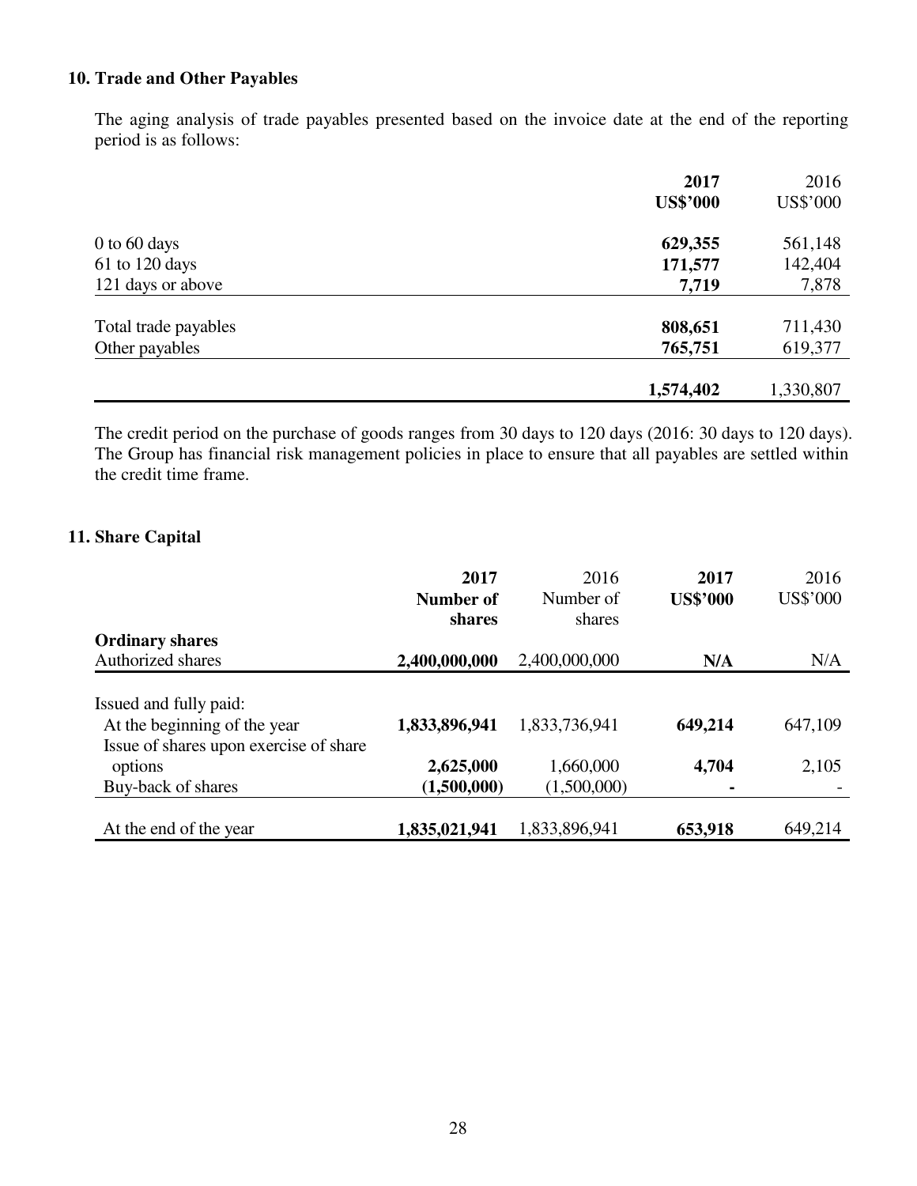## 10. Trade and Other Payables

The aging analysis of trade payables presented based on the invoice date at the end of the reporting period is as follows:

| | **2017** | 2016 |
|---|---|---|
| | **US$'000** | US$'000 |
| 0 to 60 days | **629,355** | 561,148 |
| 61 to 120 days | **171,577** | 142,404 |
| 121 days or above | **7,719** | 7,878 |
| Total trade payables | **808,651** | 711,430 |
| Other payables | **765,751** | 619,377 |
| | **1,574,402** | 1,330,807 |

The credit period on the purchase of goods ranges from 30 days to 120 days (2016: 30 days to 120 days). The Group has financial risk management policies in place to ensure that all payables are settled within the credit time frame.

## 11. Share Capital

| | **2017 Number of shares** | 2016 Number of shares | **2017 US$'000** | 2016 US$'000 |
|---|---|---|---|---|
| **Ordinary shares** | | | | |
| Authorized shares | **2,400,000,000** | 2,400,000,000 | **N/A** | N/A |
| Issued and fully paid: | | | | |
| At the beginning of the year | **1,833,896,941** | 1,833,736,941 | **649,214** | 647,109 |
| Issue of shares upon exercise of share options | **2,625,000** | 1,660,000 | **4,704** | 2,105 |
| Buy-back of shares | **(1,500,000)** | (1,500,000) | **-** | - |
| At the end of the year | **1,835,021,941** | 1,833,896,941 | **653,918** | 649,214 |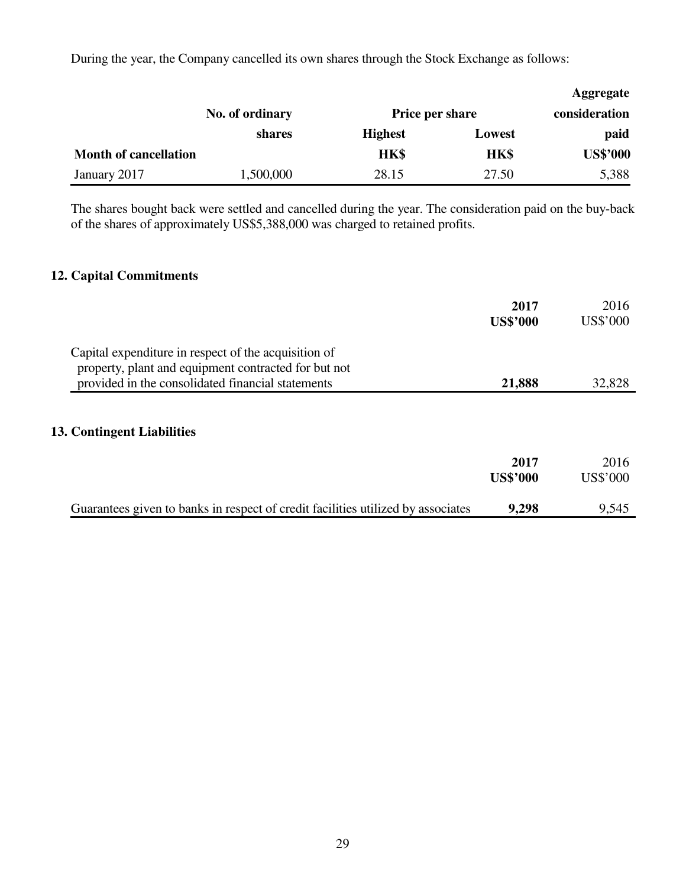During the year, the Company cancelled its own shares through the Stock Exchange as follows:

| | No. of ordinary shares | Price per share | | Aggregate consideration paid |
|---|---|---|---|---|
| | | Highest | Lowest | |
| **Month of cancellation** | | **HK$** | **HK$** | **US$'000** |
| January 2017 | 1,500,000 | 28.15 | 27.50 | 5,388 |

The shares bought back were settled and cancelled during the year. The consideration paid on the buy-back of the shares of approximately US$5,388,000 was charged to retained profits.

## 12. Capital Commitments

| | 2017 US$'000 | 2016 US$'000 |
|---|---|---|
| Capital expenditure in respect of the acquisition of property, plant and equipment contracted for but not provided in the consolidated financial statements | **21,888** | 32,828 |

## 13. Contingent Liabilities

| | 2017 US$'000 | 2016 US$'000 |
|---|---|---|
| Guarantees given to banks in respect of credit facilities utilized by associates | **9,298** | 9,545 |